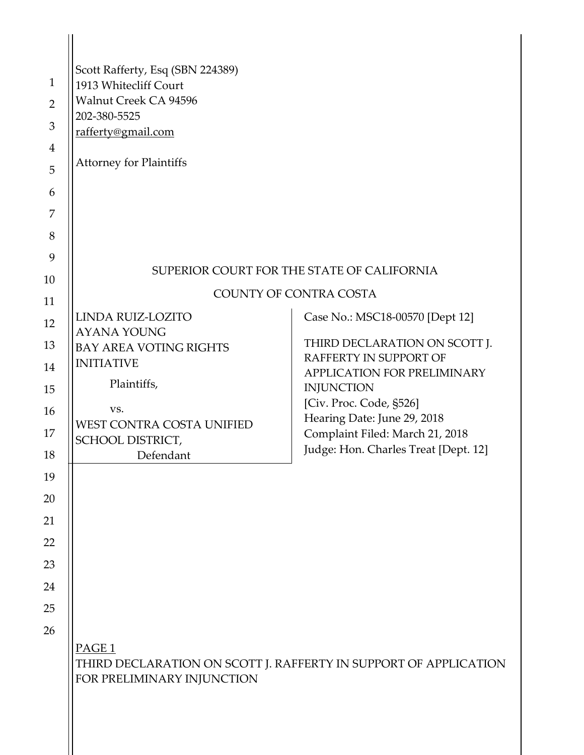Scott Rafferty, Esq (SBN 224389)
1913 Whitecliff Court
Walnut Creek CA 94596
202-380-5525
rafferty@gmail.com

Attorney for Plaintiffs

SUPERIOR COURT FOR THE STATE OF CALIFORNIA

COUNTY OF CONTRA COSTA

| | |
|---|---|
| LINDA RUIZ-LOZITO<br>AYANA YOUNG<br>BAY AREA VOTING RIGHTS INITIATIVE<br><br>Plaintiffs,<br><br>vs.<br>WEST CONTRA COSTA UNIFIED SCHOOL DISTRICT,<br>Defendant | Case No.: MSC18-00570 [Dept 12]<br><br>THIRD DECLARATION ON SCOTT J. RAFFERTY IN SUPPORT OF APPLICATION FOR PRELIMINARY INJUNCTION<br>[Civ. Proc. Code, §526]<br>Hearing Date: June 29, 2018<br>Complaint Filed: March 21, 2018<br>Judge: Hon. Charles Treat [Dept. 12] |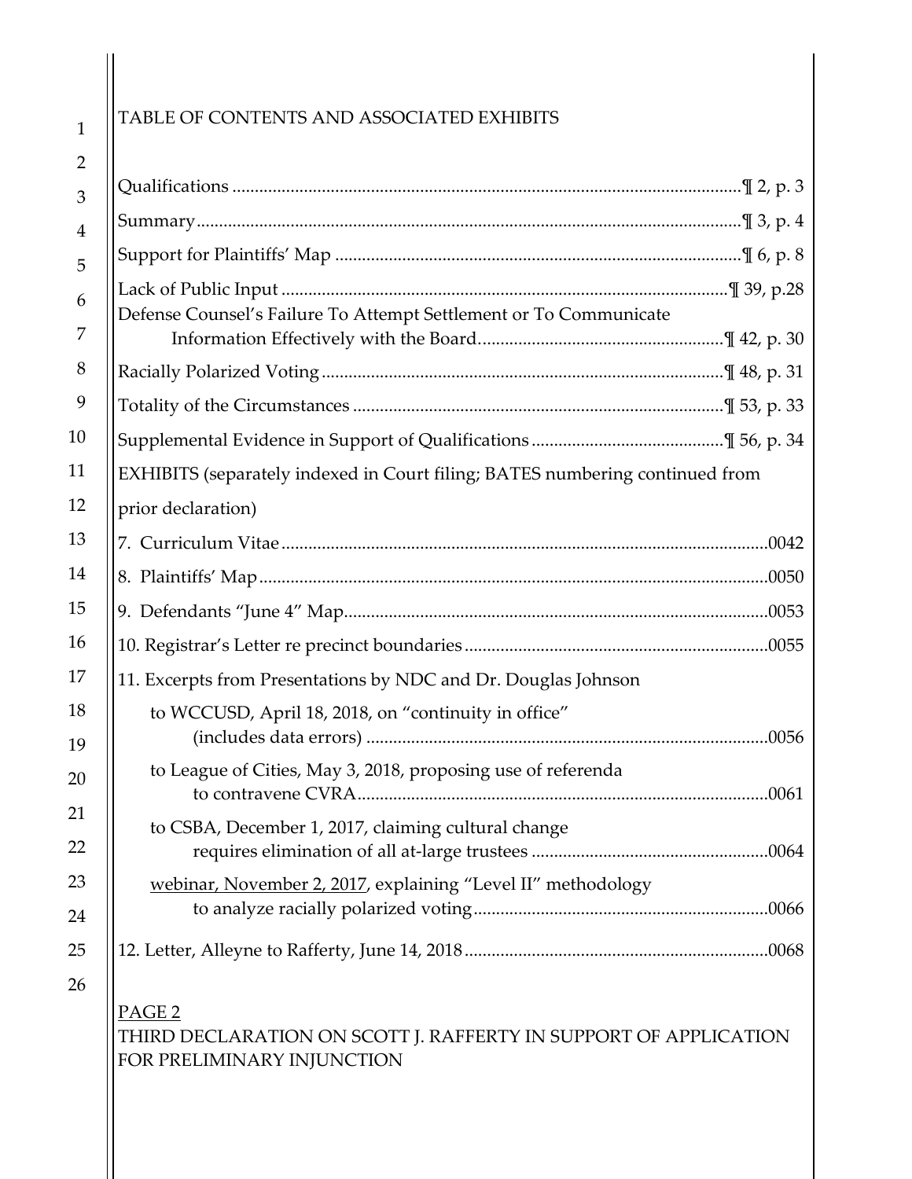TABLE OF CONTENTS AND ASSOCIATED EXHIBITS

Qualifications ........................................................................................................¶ 2, p. 3

Summary.................................................................................................................¶ 3, p. 4

Support for Plaintiffs' Map ...................................................................................¶ 6, p. 8

Lack of Public Input ..............................................................................................¶ 39, p.28

Defense Counsel's Failure To Attempt Settlement or To Communicate
    Information Effectively with the Board.........................................................¶ 42, p. 30

Racially Polarized Voting ....................................................................................¶ 48, p. 31

Totality of the Circumstances ..............................................................................¶ 53, p. 33

Supplemental Evidence in Support of Qualifications ........................................¶ 56, p. 34

EXHIBITS (separately indexed in Court filing; BATES numbering continued from prior declaration)

7. Curriculum Vitae ...............................................................................................0042

8. Plaintiffs' Map ...................................................................................................0050

9. Defendants "June 4" Map..................................................................................0053

10. Registrar's Letter re precinct boundaries ........................................................0055

11. Excerpts from Presentations by NDC and Dr. Douglas Johnson

   to WCCUSD, April 18, 2018, on "continuity in office"
       (includes data errors) ...................................................................................0056

   to League of Cities, May 3, 2018, proposing use of referenda
       to contravene CVRA.......................................................................................0061

   to CSBA, December 1, 2017, claiming cultural change
       requires elimination of all at-large trustees ................................................0064

   webinar, November 2, 2017, explaining "Level II" methodology
       to analyze racially polarized voting.............................................................0066

12. Letter, Alleyne to Rafferty, June 14, 2018 .......................................................0068

PAGE 2
THIRD DECLARATION ON SCOTT J. RAFFERTY IN SUPPORT OF APPLICATION FOR PRELIMINARY INJUNCTION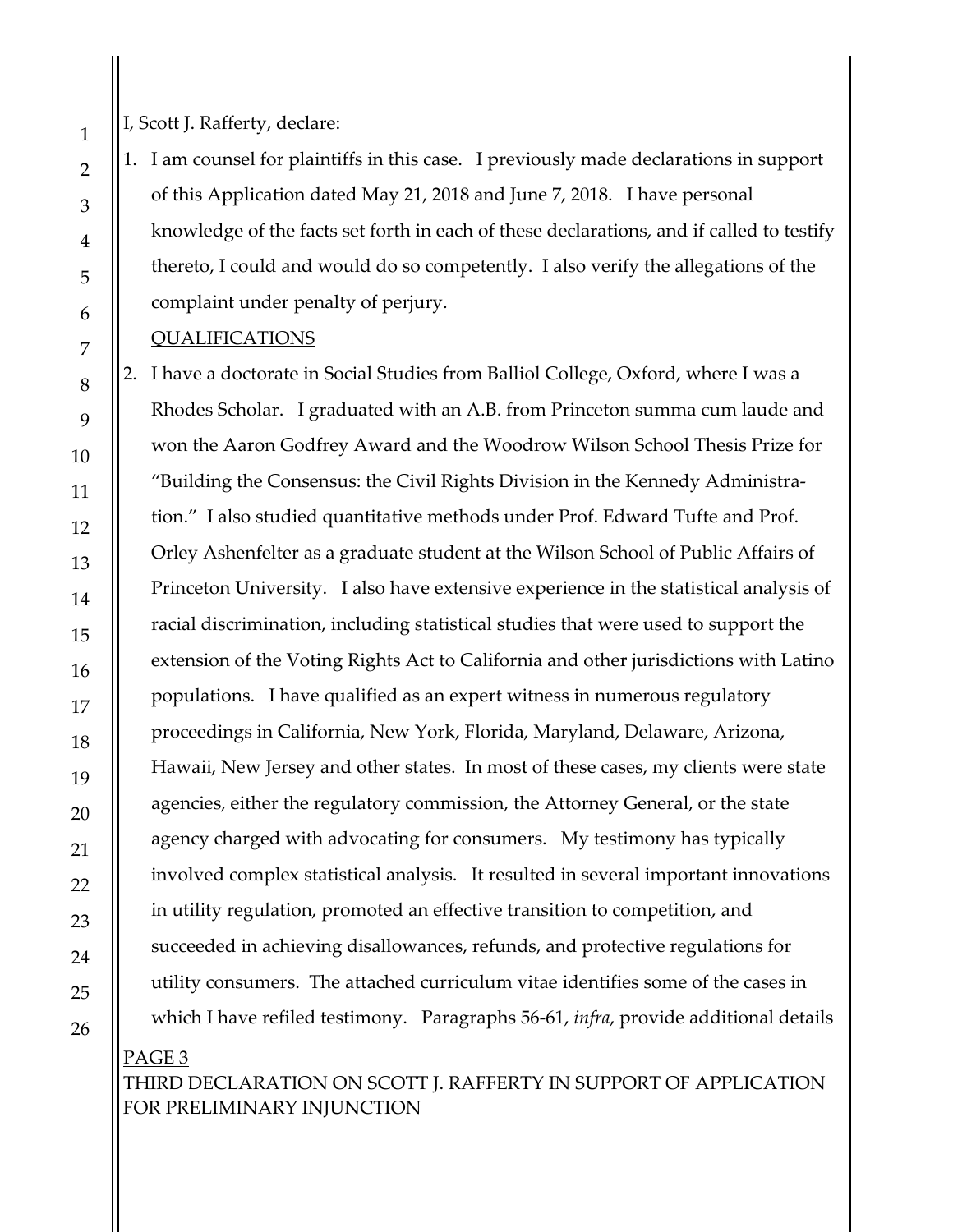I, Scott J. Rafferty, declare:

1. I am counsel for plaintiffs in this case. I previously made declarations in support of this Application dated May 21, 2018 and June 7, 2018. I have personal knowledge of the facts set forth in each of these declarations, and if called to testify thereto, I could and would do so competently. I also verify the allegations of the complaint under penalty of perjury.

QUALIFICATIONS

2. I have a doctorate in Social Studies from Balliol College, Oxford, where I was a Rhodes Scholar. I graduated with an A.B. from Princeton summa cum laude and won the Aaron Godfrey Award and the Woodrow Wilson School Thesis Prize for "Building the Consensus: the Civil Rights Division in the Kennedy Administration." I also studied quantitative methods under Prof. Edward Tufte and Prof. Orley Ashenfelter as a graduate student at the Wilson School of Public Affairs of Princeton University. I also have extensive experience in the statistical analysis of racial discrimination, including statistical studies that were used to support the extension of the Voting Rights Act to California and other jurisdictions with Latino populations. I have qualified as an expert witness in numerous regulatory proceedings in California, New York, Florida, Maryland, Delaware, Arizona, Hawaii, New Jersey and other states. In most of these cases, my clients were state agencies, either the regulatory commission, the Attorney General, or the state agency charged with advocating for consumers. My testimony has typically involved complex statistical analysis. It resulted in several important innovations in utility regulation, promoted an effective transition to competition, and succeeded in achieving disallowances, refunds, and protective regulations for utility consumers. The attached curriculum vitae identifies some of the cases in which I have refiled testimony. Paragraphs 56-61, *infra*, provide additional details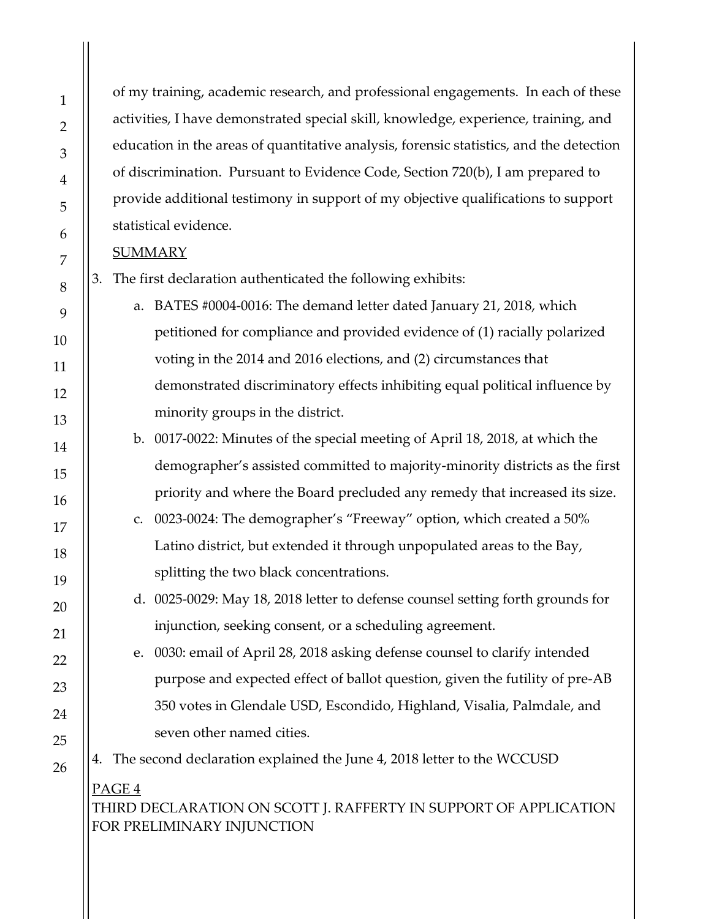of my training, academic research, and professional engagements. In each of these activities, I have demonstrated special skill, knowledge, experience, training, and education in the areas of quantitative analysis, forensic statistics, and the detection of discrimination. Pursuant to Evidence Code, Section 720(b), I am prepared to provide additional testimony in support of my objective qualifications to support statistical evidence.

SUMMARY

3. The first declaration authenticated the following exhibits:
   a. BATES #0004-0016: The demand letter dated January 21, 2018, which petitioned for compliance and provided evidence of (1) racially polarized voting in the 2014 and 2016 elections, and (2) circumstances that demonstrated discriminatory effects inhibiting equal political influence by minority groups in the district.
   b. 0017-0022: Minutes of the special meeting of April 18, 2018, at which the demographer's assisted committed to majority-minority districts as the first priority and where the Board precluded any remedy that increased its size.
   c. 0023-0024: The demographer's "Freeway" option, which created a 50% Latino district, but extended it through unpopulated areas to the Bay, splitting the two black concentrations.
   d. 0025-0029: May 18, 2018 letter to defense counsel setting forth grounds for injunction, seeking consent, or a scheduling agreement.
   e. 0030: email of April 28, 2018 asking defense counsel to clarify intended purpose and expected effect of ballot question, given the futility of pre-AB 350 votes in Glendale USD, Escondido, Highland, Visalia, Palmdale, and seven other named cities.
4. The second declaration explained the June 4, 2018 letter to the WCCUSD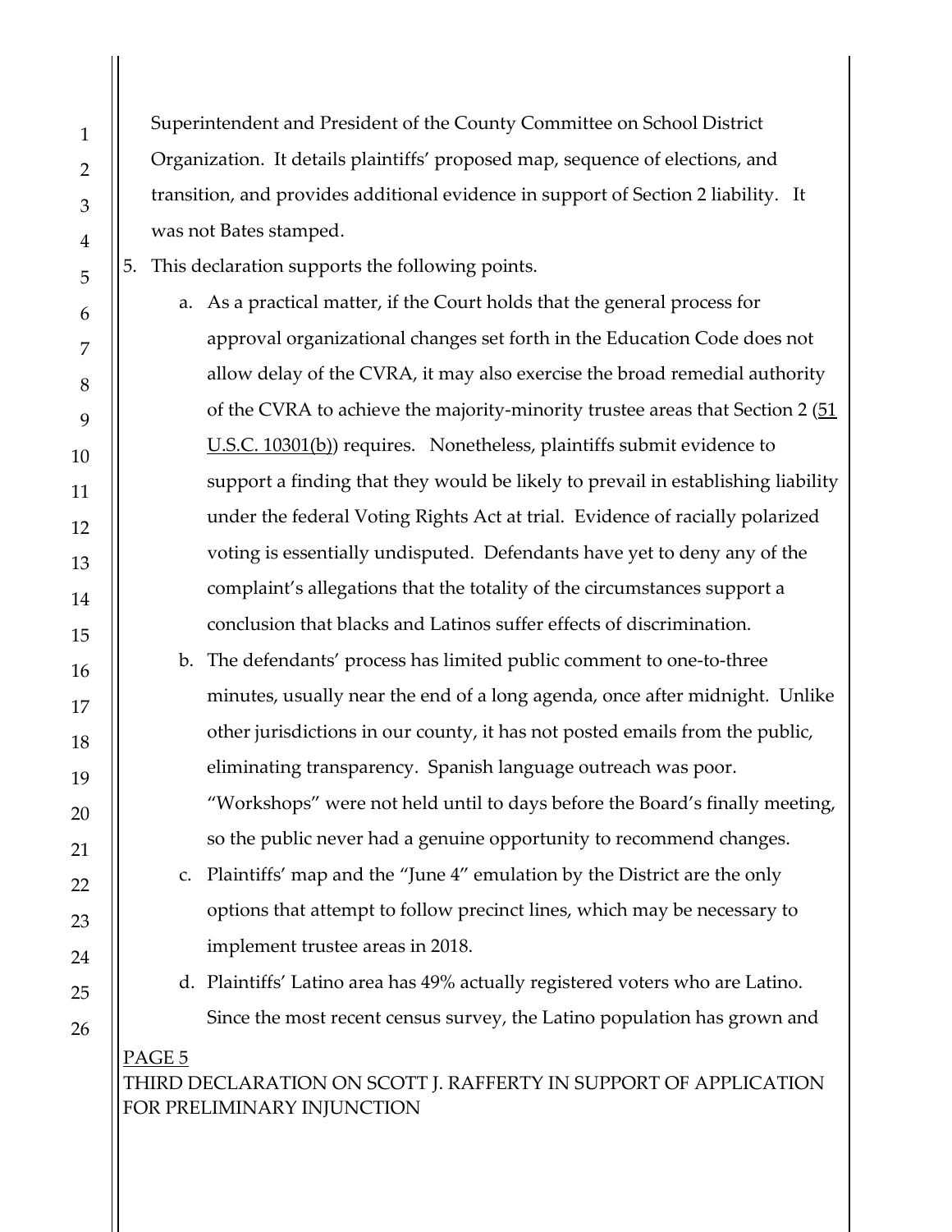Superintendent and President of the County Committee on School District Organization. It details plaintiffs' proposed map, sequence of elections, and transition, and provides additional evidence in support of Section 2 liability. It was not Bates stamped.

5. This declaration supports the following points.

   a. As a practical matter, if the Court holds that the general process for approval organizational changes set forth in the Education Code does not allow delay of the CVRA, it may also exercise the broad remedial authority of the CVRA to achieve the majority-minority trustee areas that Section 2 (51 U.S.C. 10301(b)) requires. Nonetheless, plaintiffs submit evidence to support a finding that they would be likely to prevail in establishing liability under the federal Voting Rights Act at trial. Evidence of racially polarized voting is essentially undisputed. Defendants have yet to deny any of the complaint's allegations that the totality of the circumstances support a conclusion that blacks and Latinos suffer effects of discrimination.

   b. The defendants' process has limited public comment to one-to-three minutes, usually near the end of a long agenda, once after midnight. Unlike other jurisdictions in our county, it has not posted emails from the public, eliminating transparency. Spanish language outreach was poor. "Workshops" were not held until to days before the Board's finally meeting, so the public never had a genuine opportunity to recommend changes.

   c. Plaintiffs' map and the "June 4" emulation by the District are the only options that attempt to follow precinct lines, which may be necessary to implement trustee areas in 2018.

   d. Plaintiffs' Latino area has 49% actually registered voters who are Latino. Since the most recent census survey, the Latino population has grown and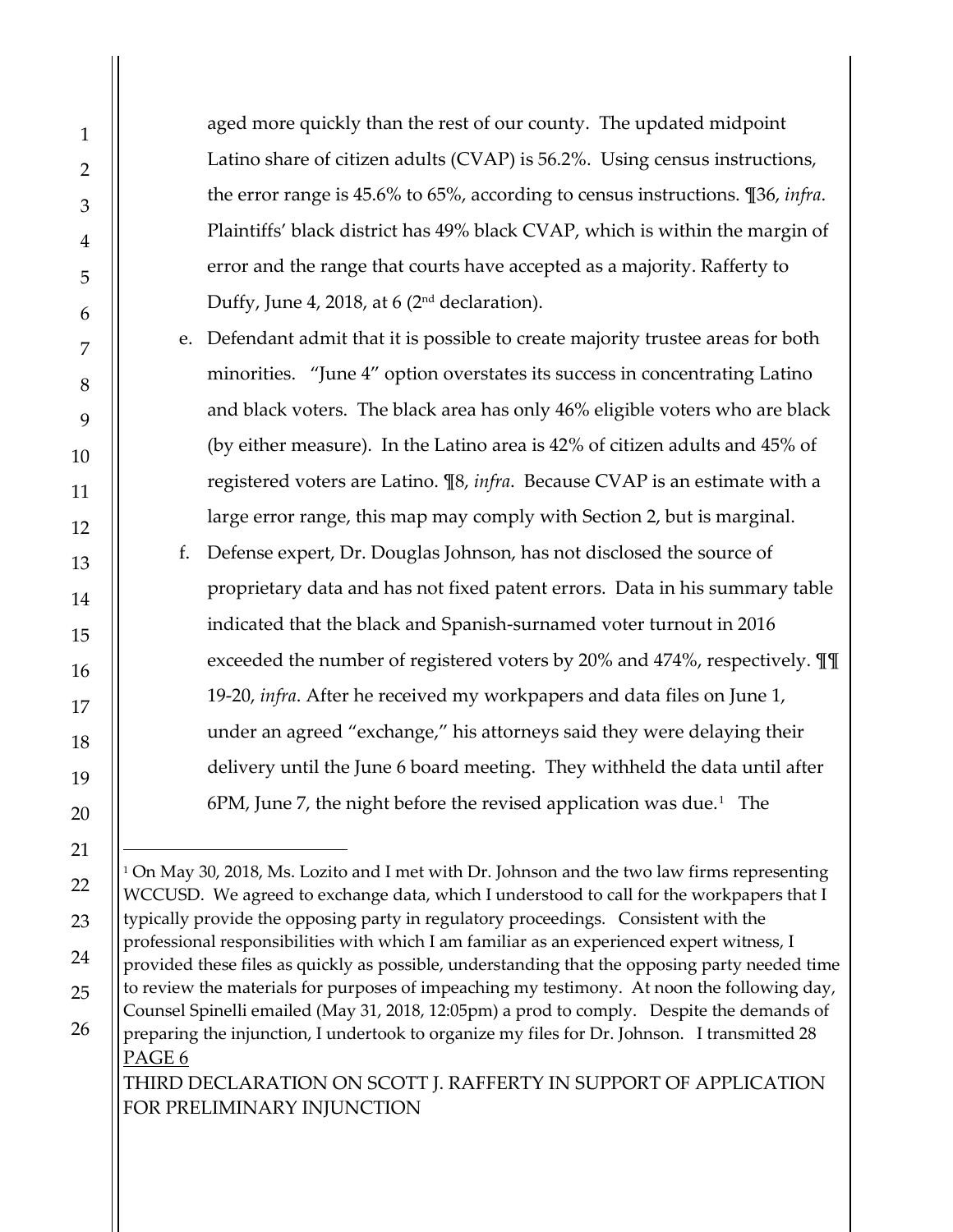aged more quickly than the rest of our county. The updated midpoint Latino share of citizen adults (CVAP) is 56.2%. Using census instructions, the error range is 45.6% to 65%, according to census instructions. ¶36, *infra*. Plaintiffs' black district has 49% black CVAP, which is within the margin of error and the range that courts have accepted as a majority. Rafferty to Duffy, June 4, 2018, at 6 (2nd declaration).

e. Defendant admit that it is possible to create majority trustee areas for both minorities. "June 4" option overstates its success in concentrating Latino and black voters. The black area has only 46% eligible voters who are black (by either measure). In the Latino area is 42% of citizen adults and 45% of registered voters are Latino. ¶8, *infra*. Because CVAP is an estimate with a large error range, this map may comply with Section 2, but is marginal.

f. Defense expert, Dr. Douglas Johnson, has not disclosed the source of proprietary data and has not fixed patent errors. Data in his summary table indicated that the black and Spanish-surnamed voter turnout in 2016 exceeded the number of registered voters by 20% and 474%, respectively. ¶¶ 19-20, *infra*. After he received my workpapers and data files on June 1, under an agreed "exchange," his attorneys said they were delaying their delivery until the June 6 board meeting. They withheld the data until after 6PM, June 7, the night before the revised application was due.[1] The

---

[1] On May 30, 2018, Ms. Lozito and I met with Dr. Johnson and the two law firms representing WCCUSD. We agreed to exchange data, which I understood to call for the workpapers that I typically provide the opposing party in regulatory proceedings. Consistent with the professional responsibilities with which I am familiar as an experienced expert witness, I provided these files as quickly as possible, understanding that the opposing party needed time to review the materials for purposes of impeaching my testimony. At noon the following day, Counsel Spinelli emailed (May 31, 2018, 12:05pm) a prod to comply. Despite the demands of preparing the injunction, I undertook to organize my files for Dr. Johnson. I transmitted 28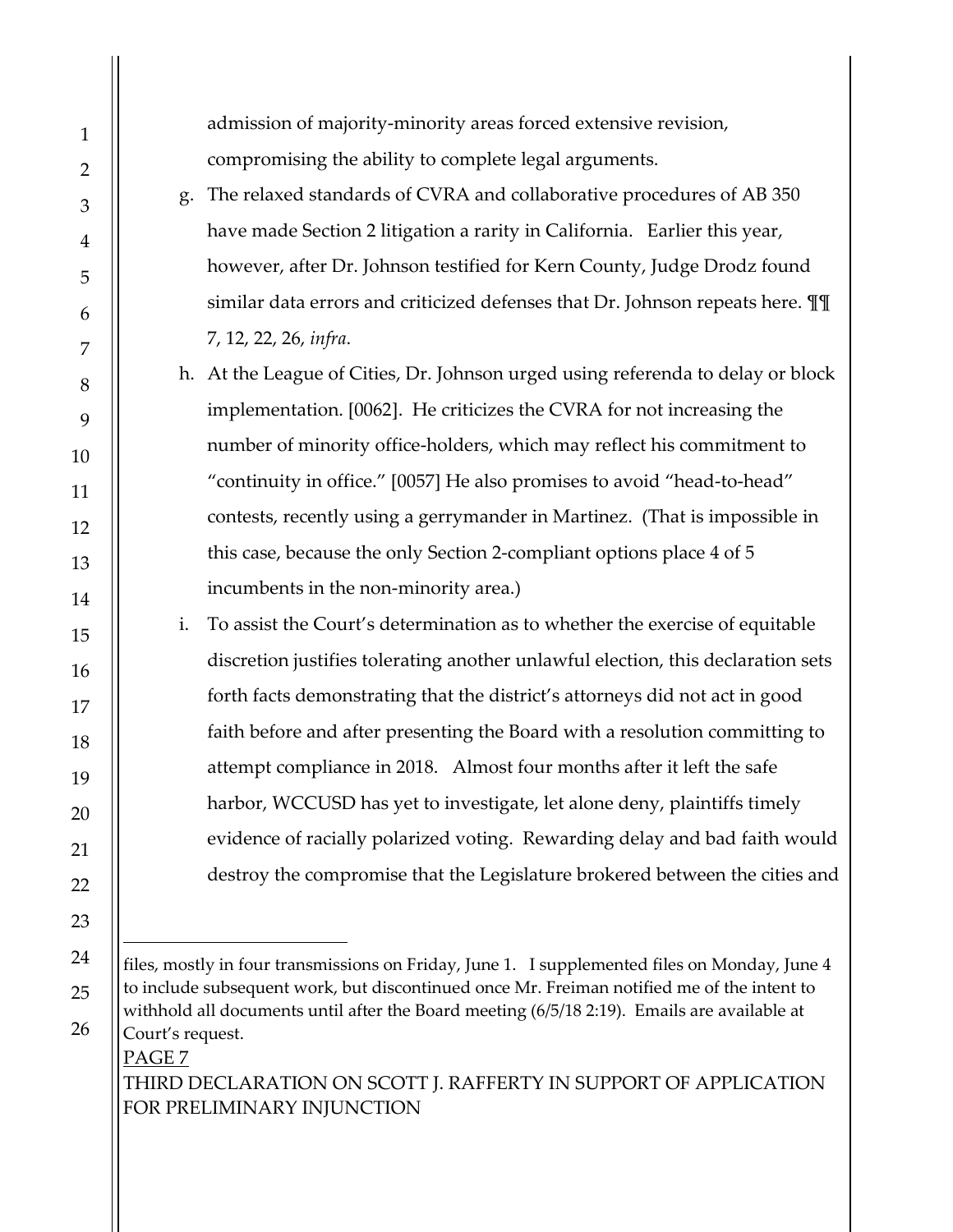admission of majority-minority areas forced extensive revision, compromising the ability to complete legal arguments.

g. The relaxed standards of CVRA and collaborative procedures of AB 350 have made Section 2 litigation a rarity in California. Earlier this year, however, after Dr. Johnson testified for Kern County, Judge Drodz found similar data errors and criticized defenses that Dr. Johnson repeats here. ¶¶ 7, 12, 22, 26, *infra*.

h. At the League of Cities, Dr. Johnson urged using referenda to delay or block implementation. [0062]. He criticizes the CVRA for not increasing the number of minority office-holders, which may reflect his commitment to "continuity in office." [0057] He also promises to avoid "head-to-head" contests, recently using a gerrymander in Martinez. (That is impossible in this case, because the only Section 2-compliant options place 4 of 5 incumbents in the non-minority area.)

i. To assist the Court's determination as to whether the exercise of equitable discretion justifies tolerating another unlawful election, this declaration sets forth facts demonstrating that the district's attorneys did not act in good faith before and after presenting the Board with a resolution committing to attempt compliance in 2018. Almost four months after it left the safe harbor, WCCUSD has yet to investigate, let alone deny, plaintiffs timely evidence of racially polarized voting. Rewarding delay and bad faith would destroy the compromise that the Legislature brokered between the cities and

---

files, mostly in four transmissions on Friday, June 1. I supplemented files on Monday, June 4 to include subsequent work, but discontinued once Mr. Freiman notified me of the intent to withhold all documents until after the Board meeting (6/5/18 2:19). Emails are available at Court's request.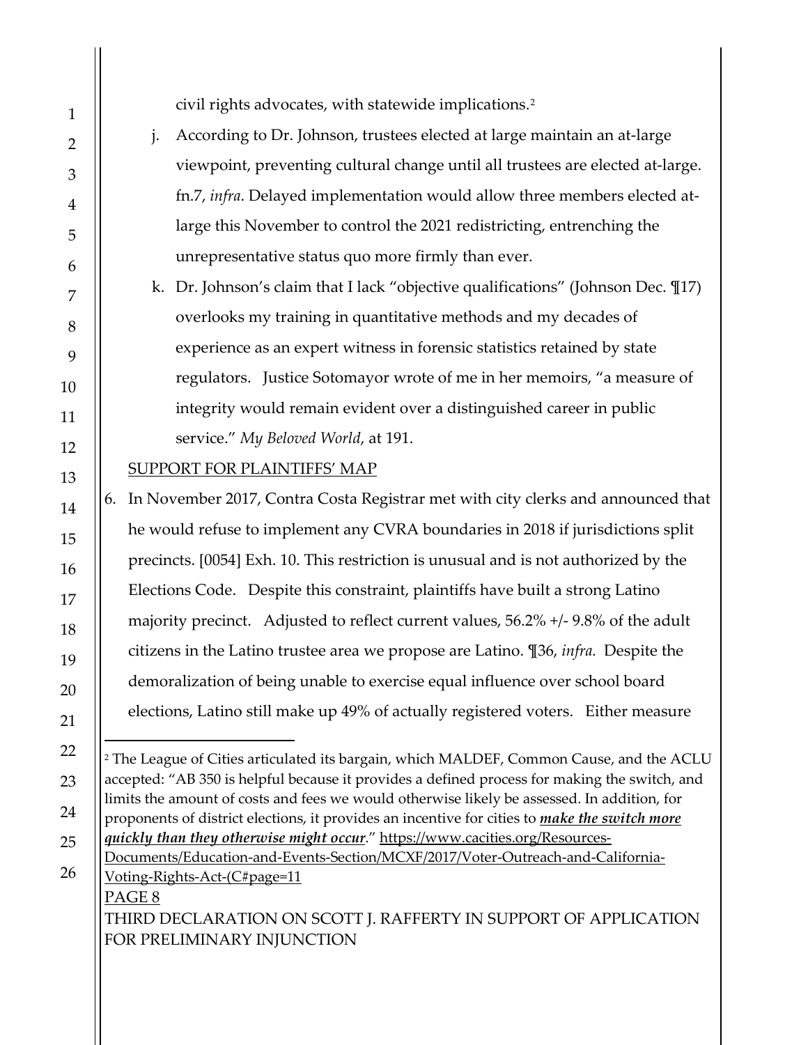civil rights advocates, with statewide implications.[2]

j. According to Dr. Johnson, trustees elected at large maintain an at-large viewpoint, preventing cultural change until all trustees are elected at-large. fn.7, *infra*. Delayed implementation would allow three members elected at-large this November to control the 2021 redistricting, entrenching the unrepresentative status quo more firmly than ever.

k. Dr. Johnson's claim that I lack "objective qualifications" (Johnson Dec. ¶17) overlooks my training in quantitative methods and my decades of experience as an expert witness in forensic statistics retained by state regulators. Justice Sotomayor wrote of me in her memoirs, "a measure of integrity would remain evident over a distinguished career in public service." *My Beloved World*, at 191.

SUPPORT FOR PLAINTIFFS' MAP

6. In November 2017, Contra Costa Registrar met with city clerks and announced that he would refuse to implement any CVRA boundaries in 2018 if jurisdictions split precincts. [0054] Exh. 10. This restriction is unusual and is not authorized by the Elections Code. Despite this constraint, plaintiffs have built a strong Latino majority precinct. Adjusted to reflect current values, 56.2% +/- 9.8% of the adult citizens in the Latino trustee area we propose are Latino. ¶36, *infra.* Despite the demoralization of being unable to exercise equal influence over school board elections, Latino still make up 49% of actually registered voters. Either measure

---

[2] The League of Cities articulated its bargain, which MALDEF, Common Cause, and the ACLU accepted: "AB 350 is helpful because it provides a defined process for making the switch, and limits the amount of costs and fees we would otherwise likely be assessed. In addition, for proponents of district elections, it provides an incentive for cities to ***make the switch more quickly than they otherwise might occur***." https://www.cacities.org/Resources-Documents/Education-and-Events-Section/MCXF/2017/Voter-Outreach-and-California-Voting-Rights-Act-(C#page=11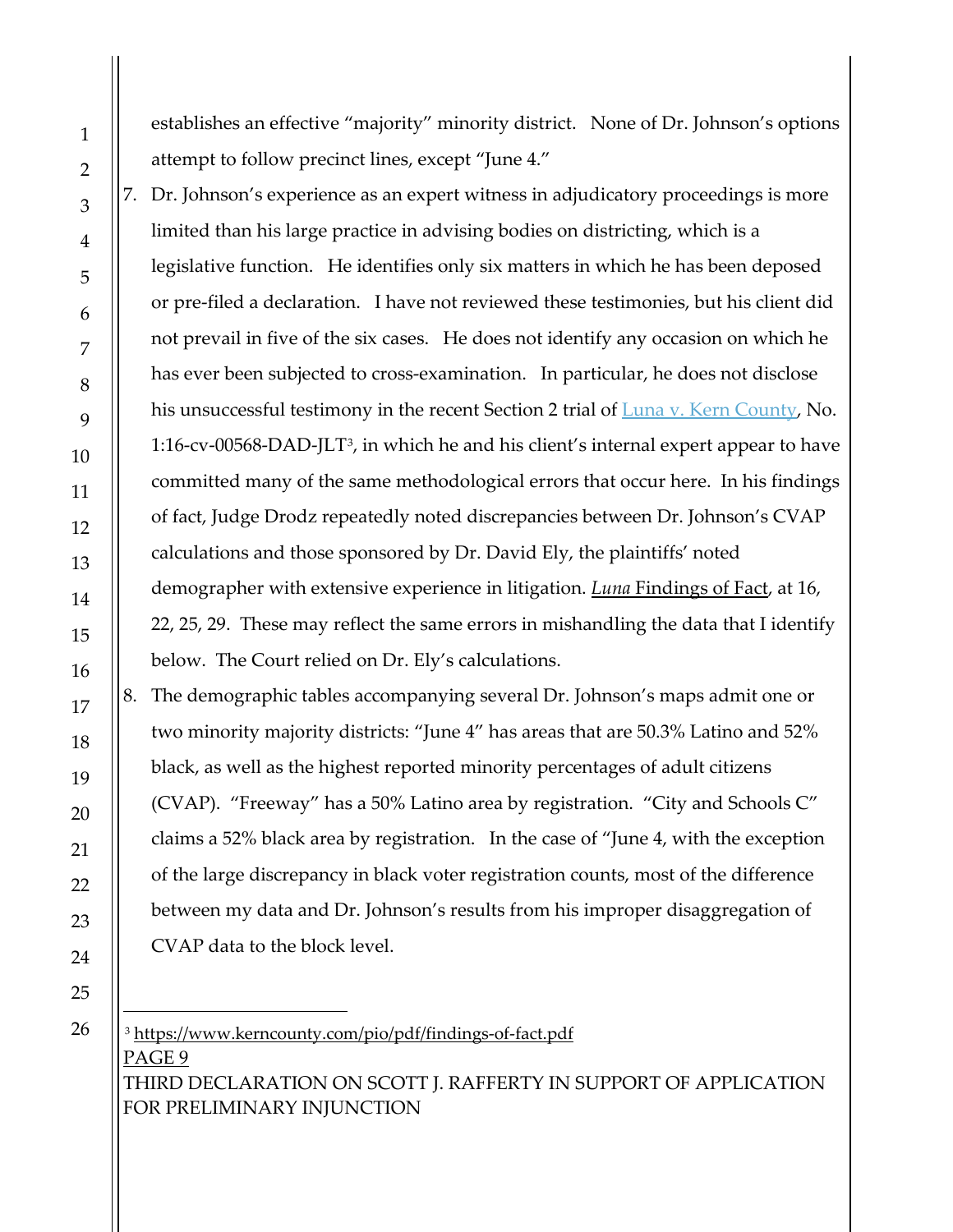establishes an effective "majority" minority district. None of Dr. Johnson's options attempt to follow precinct lines, except "June 4."

7. Dr. Johnson's experience as an expert witness in adjudicatory proceedings is more limited than his large practice in advising bodies on districting, which is a legislative function. He identifies only six matters in which he has been deposed or pre-filed a declaration. I have not reviewed these testimonies, but his client did not prevail in five of the six cases. He does not identify any occasion on which he has ever been subjected to cross-examination. In particular, he does not disclose his unsuccessful testimony in the recent Section 2 trial of Luna v. Kern County, No. 1:16-cv-00568-DAD-JLT[3], in which he and his client's internal expert appear to have committed many of the same methodological errors that occur here. In his findings of fact, Judge Drodz repeatedly noted discrepancies between Dr. Johnson's CVAP calculations and those sponsored by Dr. David Ely, the plaintiffs' noted demographer with extensive experience in litigation. *Luna* Findings of Fact, at 16, 22, 25, 29. These may reflect the same errors in mishandling the data that I identify below. The Court relied on Dr. Ely's calculations.

8. The demographic tables accompanying several Dr. Johnson's maps admit one or two minority majority districts: "June 4" has areas that are 50.3% Latino and 52% black, as well as the highest reported minority percentages of adult citizens (CVAP). "Freeway" has a 50% Latino area by registration. "City and Schools C" claims a 52% black area by registration. In the case of "June 4, with the exception of the large discrepancy in black voter registration counts, most of the difference between my data and Dr. Johnson's results from his improper disaggregation of CVAP data to the block level.

[3] https://www.kerncounty.com/pio/pdf/findings-of-fact.pdf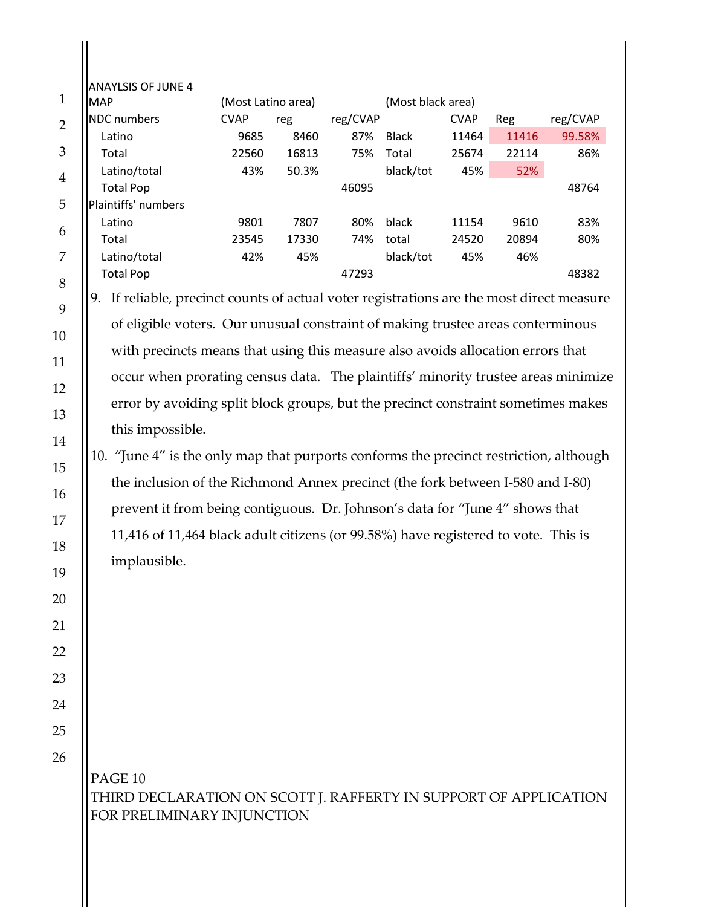ANAYLSIS OF JUNE 4

| MAP | (Most Latino area) | | | | (Most black area) | | |
|---|---|---|---|---|---|---|---|
| NDC numbers | CVAP | reg | reg/CVAP | | CVAP | Reg | reg/CVAP |
| Latino | 9685 | 8460 | 87% | Black | 11464 | 11416 | 99.58% |
| Total | 22560 | 16813 | 75% | Total | 25674 | 22114 | 86% |
| Latino/total | 43% | 50.3% | | black/tot | 45% | 52% | |
| Total Pop | | | 46095 | | | | 48764 |
| Plaintiffs' numbers | | | | | | | |
| Latino | 9801 | 7807 | 80% | black | 11154 | 9610 | 83% |
| Total | 23545 | 17330 | 74% | total | 24520 | 20894 | 80% |
| Latino/total | 42% | 45% | | black/tot | 45% | 46% | |
| Total Pop | | | 47293 | | | | 48382 |

9. If reliable, precinct counts of actual voter registrations are the most direct measure of eligible voters. Our unusual constraint of making trustee areas conterminous with precincts means that using this measure also avoids allocation errors that occur when prorating census data. The plaintiffs' minority trustee areas minimize error by avoiding split block groups, but the precinct constraint sometimes makes this impossible.

10. "June 4" is the only map that purports conforms the precinct restriction, although the inclusion of the Richmond Annex precinct (the fork between I-580 and I-80) prevent it from being contiguous. Dr. Johnson's data for "June 4" shows that 11,416 of 11,464 black adult citizens (or 99.58%) have registered to vote. This is implausible.

PAGE 10
THIRD DECLARATION ON SCOTT J. RAFFERTY IN SUPPORT OF APPLICATION FOR PRELIMINARY INJUNCTION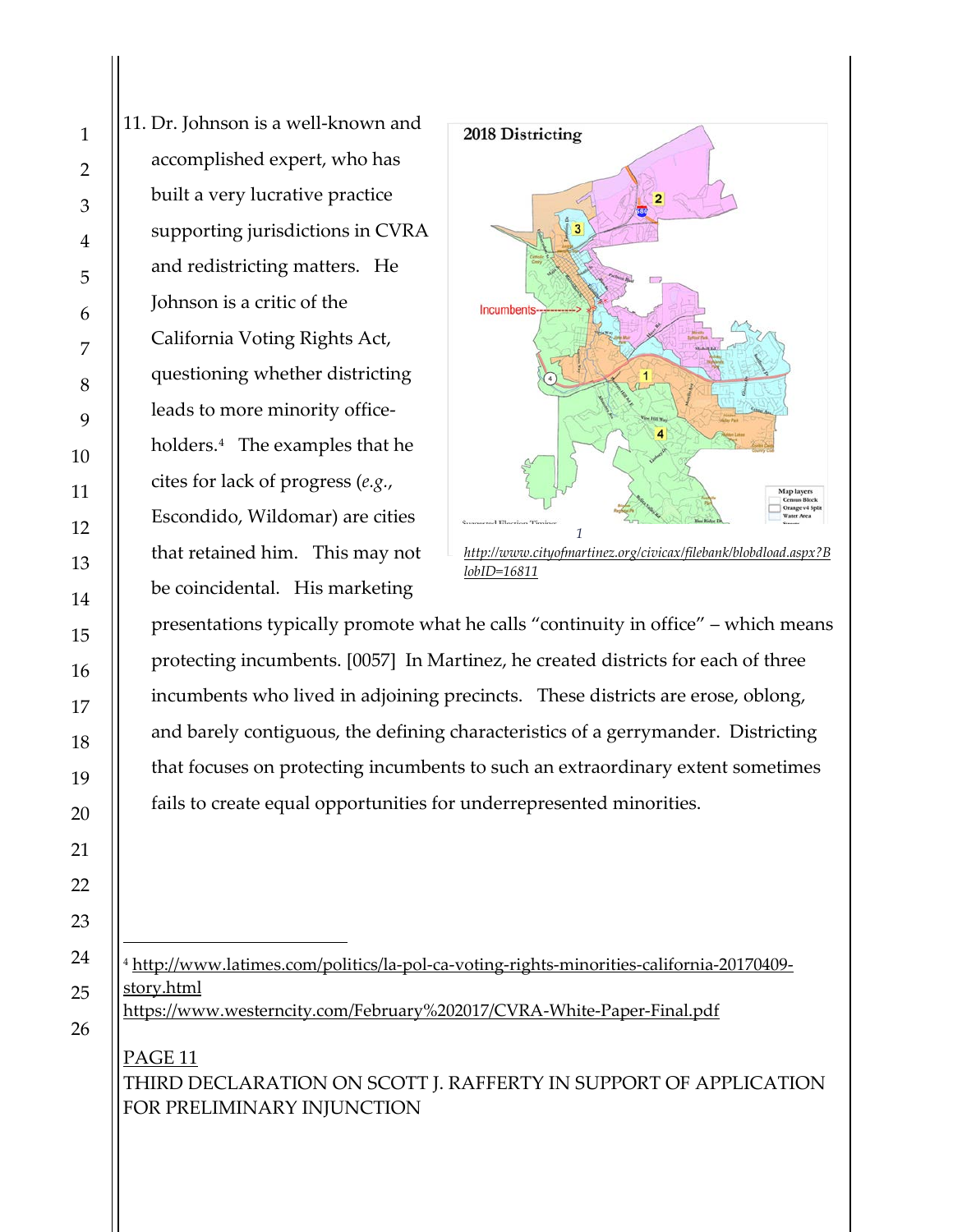11. Dr. Johnson is a well-known and accomplished expert, who has built a very lucrative practice supporting jurisdictions in CVRA and redistricting matters. He Johnson is a critic of the California Voting Rights Act, questioning whether districting leads to more minority office-holders.[4] The examples that he cites for lack of progress (*e.g.*, Escondido, Wildomar) are cities that retained him. This may not be coincidental. His marketing presentations typically promote what he calls "continuity in office" – which means protecting incumbents. [0057] In Martinez, he created districts for each of three incumbents who lived in adjoining precincts. These districts are erose, oblong, and barely contiguous, the defining characteristics of a gerrymander. Districting that focuses on protecting incumbents to such an extraordinary extent sometimes fails to create equal opportunities for underrepresented minorities.

*1*

*http://www.cityofmartinez.org/civicax/filebank/blobdload.aspx?BlobID=16811*

---

[4] http://www.latimes.com/politics/la-pol-ca-voting-rights-minorities-california-20170409-story.html
https://www.westerncity.com/February%202017/CVRA-White-Paper-Final.pdf

PAGE 11
THIRD DECLARATION ON SCOTT J. RAFFERTY IN SUPPORT OF APPLICATION FOR PRELIMINARY INJUNCTION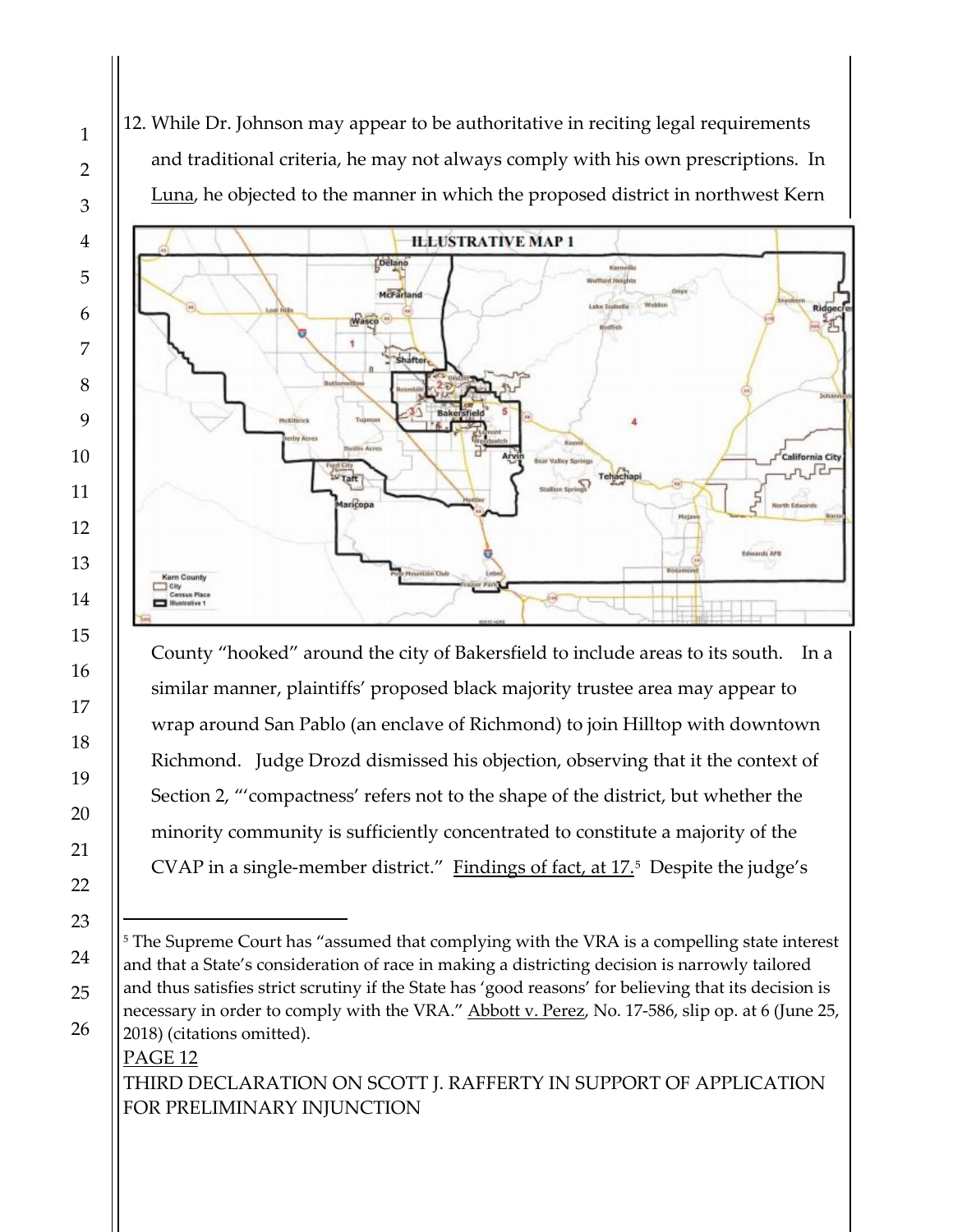12. While Dr. Johnson may appear to be authoritative in reciting legal requirements and traditional criteria, he may not always comply with his own prescriptions. In Luna, he objected to the manner in which the proposed district in northwest Kern County "hooked" around the city of Bakersfield to include areas to its south. In a similar manner, plaintiffs' proposed black majority trustee area may appear to wrap around San Pablo (an enclave of Richmond) to join Hilltop with downtown Richmond. Judge Drozd dismissed his objection, observing that it the context of Section 2, "'compactness' refers not to the shape of the district, but whether the minority community is sufficiently concentrated to constitute a majority of the CVAP in a single-member district." Findings of fact, at 17.[5] Despite the judge's

[5] The Supreme Court has "assumed that complying with the VRA is a compelling state interest and that a State's consideration of race in making a districting decision is narrowly tailored and thus satisfies strict scrutiny if the State has 'good reasons' for believing that its decision is necessary in order to comply with the VRA." Abbott v. Perez, No. 17-586, slip op. at 6 (June 25, 2018) (citations omitted).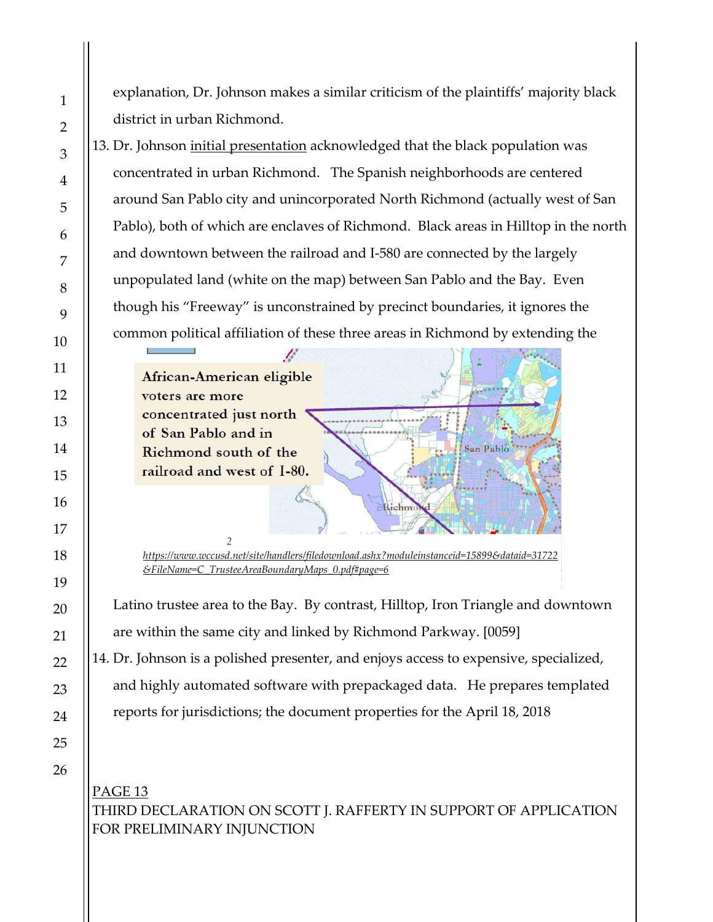explanation, Dr. Johnson makes a similar criticism of the plaintiffs' majority black district in urban Richmond.

13. Dr. Johnson initial presentation acknowledged that the black population was concentrated in urban Richmond. The Spanish neighborhoods are centered around San Pablo city and unincorporated North Richmond (actually west of San Pablo), both of which are enclaves of Richmond. Black areas in Hilltop in the north and downtown between the railroad and I-580 are connected by the largely unpopulated land (white on the map) between San Pablo and the Bay. Even though his "Freeway" is unconstrained by precinct boundaries, it ignores the common political affiliation of these three areas in Richmond by extending the

African-American eligible voters are more concentrated just north of San Pablo and in Richmond south of the railroad and west of I-80.

2 https://www.wccusd.net/site/handlers/filedownload.ashx?moduleinstanceid=15899&dataid=31722&FileName=C_TrusteeAreaBoundaryMaps_0.pdf#page=6

Latino trustee area to the Bay. By contrast, Hilltop, Iron Triangle and downtown are within the same city and linked by Richmond Parkway. [0059]

14. Dr. Johnson is a polished presenter, and enjoys access to expensive, specialized, and highly automated software with prepackaged data. He prepares templated reports for jurisdictions; the document properties for the April 18, 2018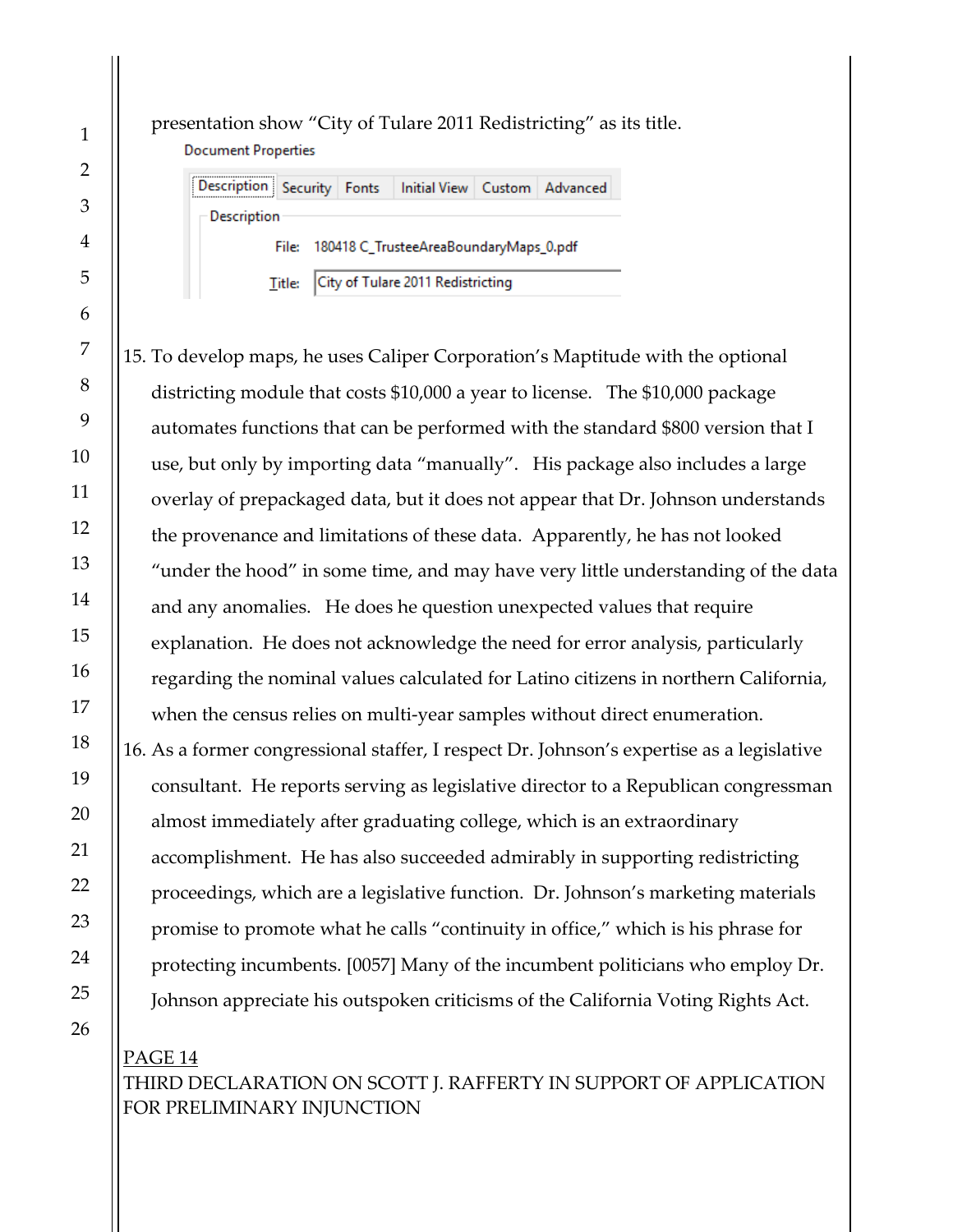presentation show "City of Tulare 2011 Redistricting" as its title.

Document Properties

Description | Security | Fonts | Initial View | Custom | Advanced

Description

File: 180418 C_TrusteeAreaBoundaryMaps_0.pdf

Title: City of Tulare 2011 Redistricting

15. To develop maps, he uses Caliper Corporation's Maptitude with the optional districting module that costs $10,000 a year to license. The $10,000 package automates functions that can be performed with the standard $800 version that I use, but only by importing data "manually". His package also includes a large overlay of prepackaged data, but it does not appear that Dr. Johnson understands the provenance and limitations of these data. Apparently, he has not looked "under the hood" in some time, and may have very little understanding of the data and any anomalies. He does he question unexpected values that require explanation. He does not acknowledge the need for error analysis, particularly regarding the nominal values calculated for Latino citizens in northern California, when the census relies on multi-year samples without direct enumeration.

16. As a former congressional staffer, I respect Dr. Johnson's expertise as a legislative consultant. He reports serving as legislative director to a Republican congressman almost immediately after graduating college, which is an extraordinary accomplishment. He has also succeeded admirably in supporting redistricting proceedings, which are a legislative function. Dr. Johnson's marketing materials promise to promote what he calls "continuity in office," which is his phrase for protecting incumbents. [0057] Many of the incumbent politicians who employ Dr. Johnson appreciate his outspoken criticisms of the California Voting Rights Act.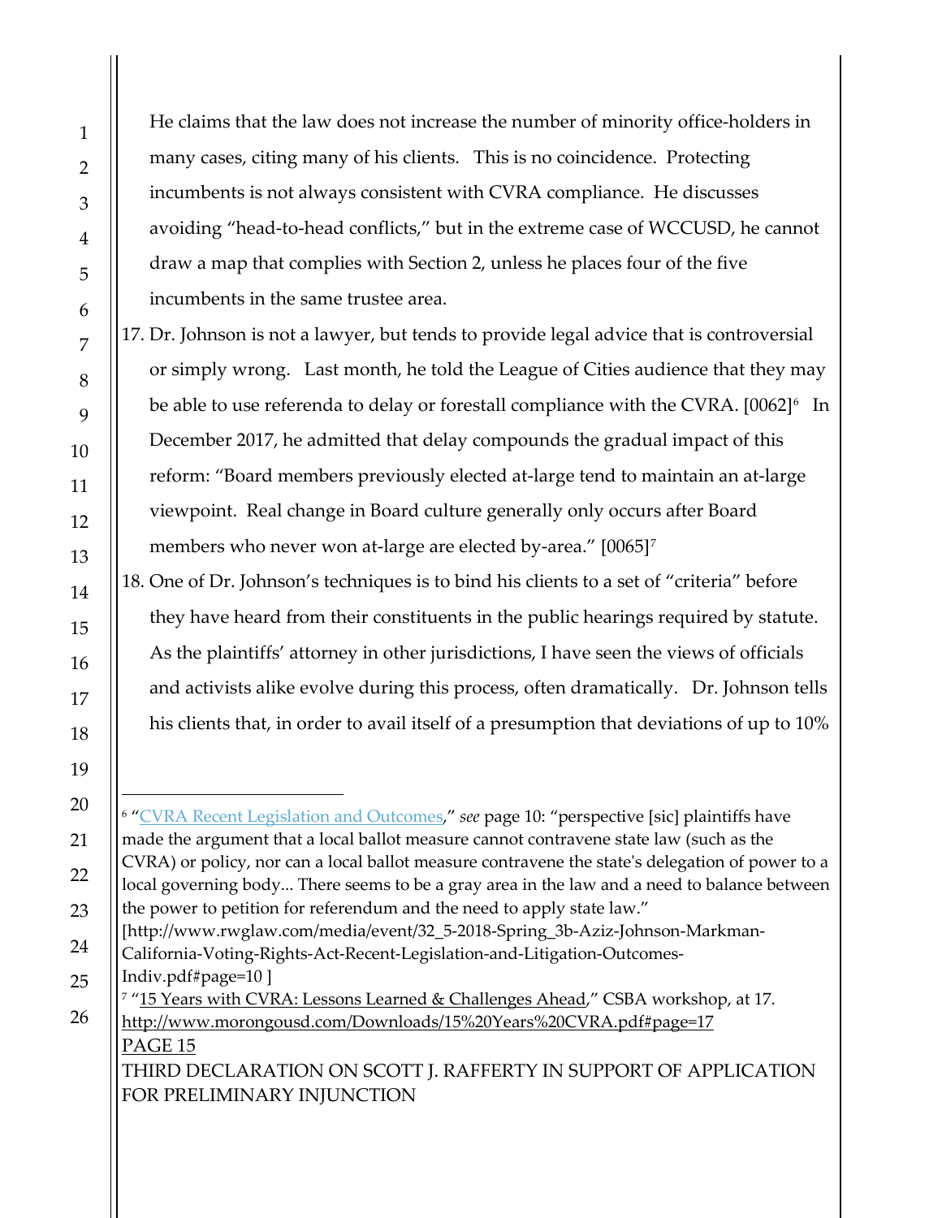He claims that the law does not increase the number of minority office-holders in many cases, citing many of his clients. This is no coincidence. Protecting incumbents is not always consistent with CVRA compliance. He discusses avoiding "head-to-head conflicts," but in the extreme case of WCCUSD, he cannot draw a map that complies with Section 2, unless he places four of the five incumbents in the same trustee area.

17. Dr. Johnson is not a lawyer, but tends to provide legal advice that is controversial or simply wrong. Last month, he told the League of Cities audience that they may be able to use referenda to delay or forestall compliance with the CVRA. [0062][6] In December 2017, he admitted that delay compounds the gradual impact of this reform: "Board members previously elected at-large tend to maintain an at-large viewpoint. Real change in Board culture generally only occurs after Board members who never won at-large are elected by-area." [0065][7]

18. One of Dr. Johnson's techniques is to bind his clients to a set of "criteria" before they have heard from their constituents in the public hearings required by statute. As the plaintiffs' attorney in other jurisdictions, I have seen the views of officials and activists alike evolve during this process, often dramatically. Dr. Johnson tells his clients that, in order to avail itself of a presumption that deviations of up to 10%

---

[6] "CVRA Recent Legislation and Outcomes," *see* page 10: "perspective [sic] plaintiffs have made the argument that a local ballot measure cannot contravene state law (such as the CVRA) or policy, nor can a local ballot measure contravene the state's delegation of power to a local governing body... There seems to be a gray area in the law and a need to balance between the power to petition for referendum and the need to apply state law." [http://www.rwglaw.com/media/event/32_5-2018-Spring_3b-Aziz-Johnson-Markman-California-Voting-Rights-Act-Recent-Legislation-and-Litigation-Outcomes-Indiv.pdf#page=10 ]

[7] "15 Years with CVRA: Lessons Learned & Challenges Ahead," CSBA workshop, at 17. http://www.morongousd.com/Downloads/15%20Years%20CVRA.pdf#page=17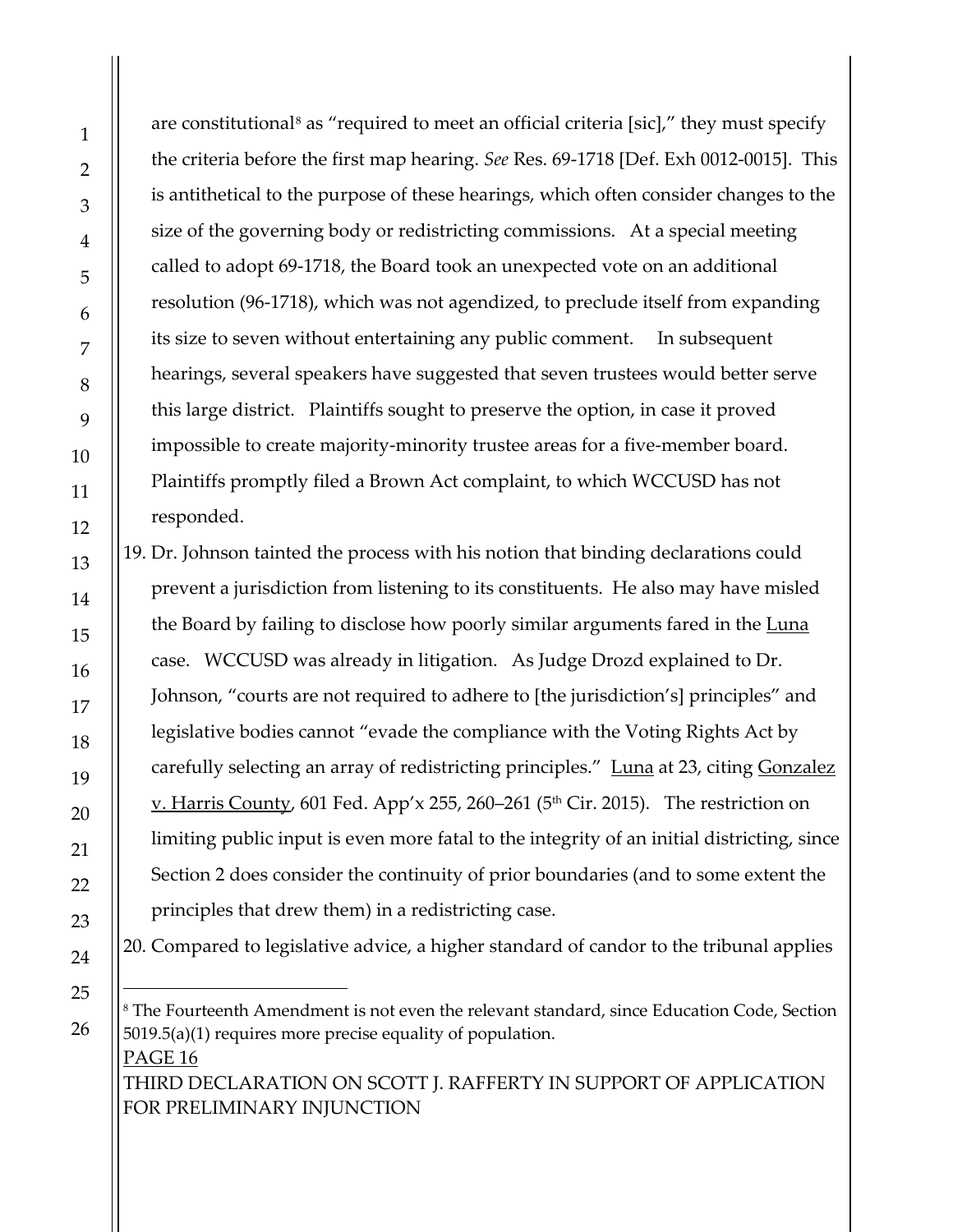are constitutional[8] as "required to meet an official criteria [sic]," they must specify the criteria before the first map hearing. *See* Res. 69-1718 [Def. Exh 0012-0015]. This is antithetical to the purpose of these hearings, which often consider changes to the size of the governing body or redistricting commissions. At a special meeting called to adopt 69-1718, the Board took an unexpected vote on an additional resolution (96-1718), which was not agendized, to preclude itself from expanding its size to seven without entertaining any public comment. In subsequent hearings, several speakers have suggested that seven trustees would better serve this large district. Plaintiffs sought to preserve the option, in case it proved impossible to create majority-minority trustee areas for a five-member board. Plaintiffs promptly filed a Brown Act complaint, to which WCCUSD has not responded.

19. Dr. Johnson tainted the process with his notion that binding declarations could prevent a jurisdiction from listening to its constituents. He also may have misled the Board by failing to disclose how poorly similar arguments fared in the Luna case. WCCUSD was already in litigation. As Judge Drozd explained to Dr. Johnson, "courts are not required to adhere to [the jurisdiction's] principles" and legislative bodies cannot "evade the compliance with the Voting Rights Act by carefully selecting an array of redistricting principles." Luna at 23, citing Gonzalez v. Harris County, 601 Fed. App'x 255, 260–261 (5th Cir. 2015). The restriction on limiting public input is even more fatal to the integrity of an initial districting, since Section 2 does consider the continuity of prior boundaries (and to some extent the principles that drew them) in a redistricting case.

20. Compared to legislative advice, a higher standard of candor to the tribunal applies

---

[8] The Fourteenth Amendment is not even the relevant standard, since Education Code, Section 5019.5(a)(1) requires more precise equality of population.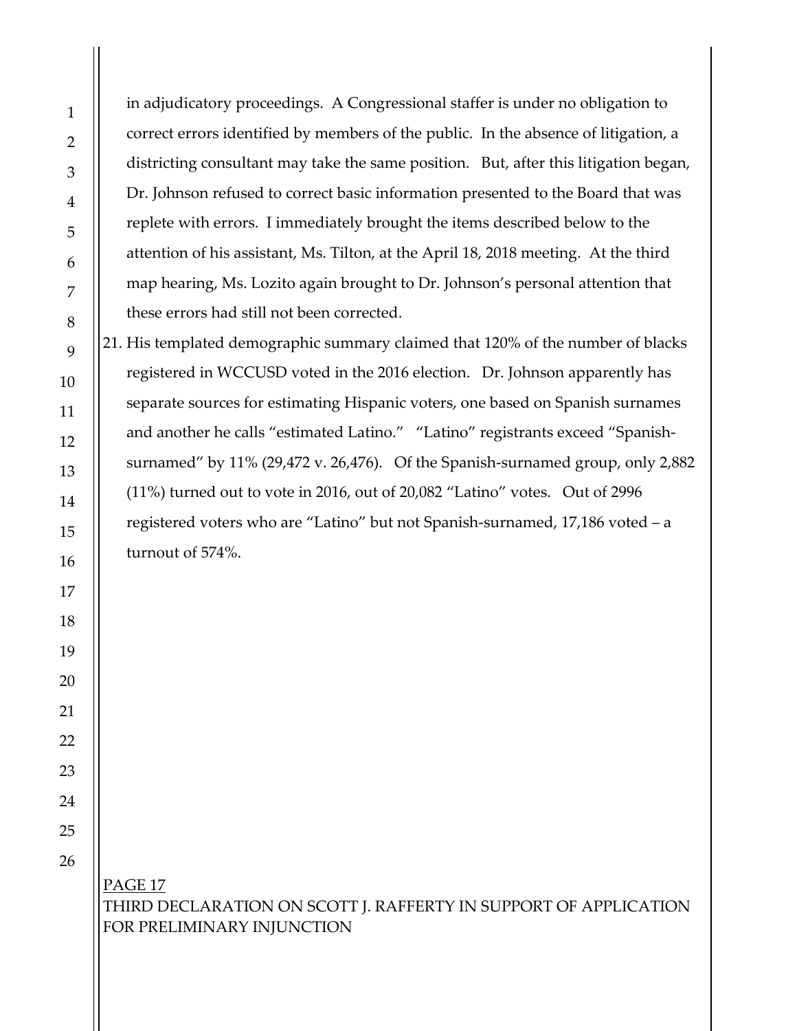in adjudicatory proceedings. A Congressional staffer is under no obligation to correct errors identified by members of the public. In the absence of litigation, a districting consultant may take the same position. But, after this litigation began, Dr. Johnson refused to correct basic information presented to the Board that was replete with errors. I immediately brought the items described below to the attention of his assistant, Ms. Tilton, at the April 18, 2018 meeting. At the third map hearing, Ms. Lozito again brought to Dr. Johnson's personal attention that these errors had still not been corrected.

21. His templated demographic summary claimed that 120% of the number of blacks registered in WCCUSD voted in the 2016 election. Dr. Johnson apparently has separate sources for estimating Hispanic voters, one based on Spanish surnames and another he calls "estimated Latino." "Latino" registrants exceed "Spanish-surnamed" by 11% (29,472 v. 26,476). Of the Spanish-surnamed group, only 2,882 (11%) turned out to vote in 2016, out of 20,082 "Latino" votes. Out of 2996 registered voters who are "Latino" but not Spanish-surnamed, 17,186 voted – a turnout of 574%.

PAGE 17
THIRD DECLARATION ON SCOTT J. RAFFERTY IN SUPPORT OF APPLICATION FOR PRELIMINARY INJUNCTION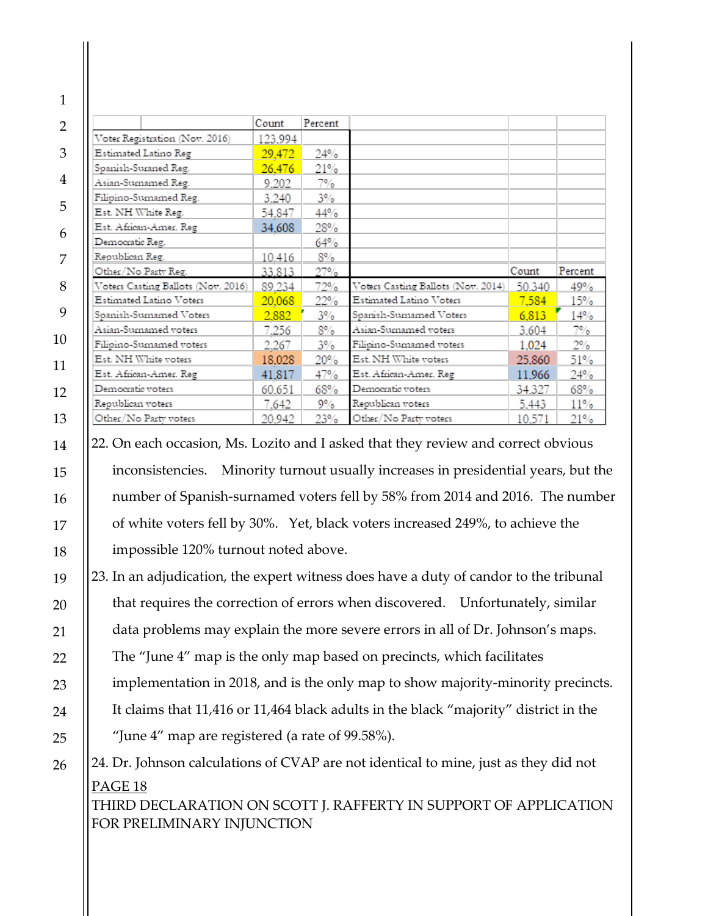| | Count | Percent | | Count | Percent |
|---|---|---|---|---|---|
| Voter Registration (Nov. 2016) | 123,994 | | | | |
| Estimated Latino Reg | 29,472 | 24% | | | |
| Spanish-Surned Reg. | 26,476 | 21% | | | |
| Asian-Surnamed Reg. | 9,202 | 7% | | | |
| Filipino-Surnamed Reg. | 3,240 | 3% | | | |
| Est. NH White Reg. | 54,847 | 44% | | | |
| Est. African-Amer. Reg | 34,608 | 28% | | | |
| Democratic Reg. | | 64% | | | |
| Republican Reg. | 10,416 | 8% | | | |
| Other/No Party Reg. | 33,813 | 27% | | Count | Percent |
| Voters Casting Ballots (Nov. 2016) | 89,234 | 72% | Voters Casting Ballots (Nov. 2014) | 50,340 | 49% |
| Estimated Latino Voters | 20,068 | 22% | Estimated Latino Voters | 7,584 | 15% |
| Spanish-Surnamed Voters | 2,882 | 3% | Spanish-Surnamed Voters | 6,813 | 14% |
| Asian-Surnamed voters | 7,256 | 8% | Asian-Surnamed voters | 3,604 | 7% |
| Filipino-Surnamed voters | 2,267 | 3% | Filipino-Surnamed voters | 1,024 | 2% |
| Est. NH White voters | 18,028 | 20% | Est. NH White voters | 25,860 | 51% |
| Est. African-Amer. Reg | 41,817 | 47% | Est. African-Amer. Reg | 11,966 | 24% |
| Democratic voters | 60,651 | 68% | Democratic voters | 34,327 | 68% |
| Republican voters | 7,642 | 9% | Republican voters | 5,443 | 11% |
| Other/No Party voters | 20,942 | 23% | Other/No Party voters | 10,571 | 21% |

22. On each occasion, Ms. Lozito and I asked that they review and correct obvious inconsistencies. Minority turnout usually increases in presidential years, but the number of Spanish-surnamed voters fell by 58% from 2014 and 2016. The number of white voters fell by 30%. Yet, black voters increased 249%, to achieve the impossible 120% turnout noted above.

23. In an adjudication, the expert witness does have a duty of candor to the tribunal that requires the correction of errors when discovered. Unfortunately, similar data problems may explain the more severe errors in all of Dr. Johnson's maps. The "June 4" map is the only map based on precincts, which facilitates implementation in 2018, and is the only map to show majority-minority precincts. It claims that 11,416 or 11,464 black adults in the black "majority" district in the "June 4" map are registered (a rate of 99.58%).

24. Dr. Johnson calculations of CVAP are not identical to mine, just as they did not

PAGE 18

THIRD DECLARATION ON SCOTT J. RAFFERTY IN SUPPORT OF APPLICATION FOR PRELIMINARY INJUNCTION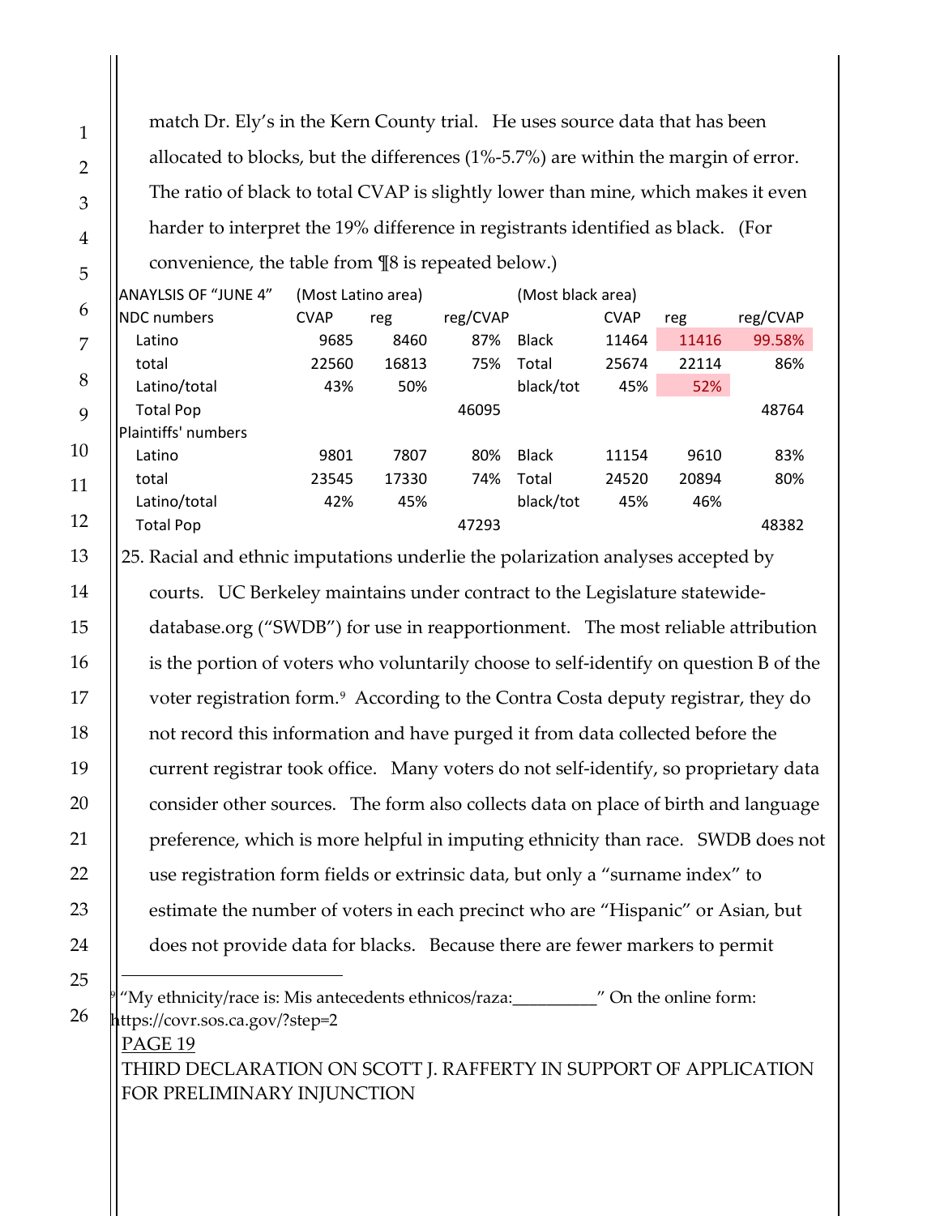match Dr. Ely's in the Kern County trial. He uses source data that has been allocated to blocks, but the differences (1%-5.7%) are within the margin of error. The ratio of black to total CVAP is slightly lower than mine, which makes it even harder to interpret the 19% difference in registrants identified as black. (For convenience, the table from ¶8 is repeated below.)

| ANAYLSIS OF "JUNE 4" | (Most Latino area) | | | (Most black area) | | | |
|---|---|---|---|---|---|---|---|
| NDC numbers | CVAP | reg | reg/CVAP | | CVAP | reg | reg/CVAP |
| Latino | 9685 | 8460 | 87% | Black | 11464 | 11416 | 99.58% |
| total | 22560 | 16813 | 75% | Total | 25674 | 22114 | 86% |
| Latino/total | 43% | 50% | | black/tot | 45% | 52% | |
| Total Pop | | | 46095 | | | | 48764 |
| Plaintiffs' numbers | | | | | | | |
| Latino | 9801 | 7807 | 80% | Black | 11154 | 9610 | 83% |
| total | 23545 | 17330 | 74% | Total | 24520 | 20894 | 80% |
| Latino/total | 42% | 45% | | black/tot | 45% | 46% | |
| Total Pop | | | 47293 | | | | 48382 |

25. Racial and ethnic imputations underlie the polarization analyses accepted by courts. UC Berkeley maintains under contract to the Legislature statewide-database.org ("SWDB") for use in reapportionment. The most reliable attribution is the portion of voters who voluntarily choose to self-identify on question B of the voter registration form.[9] According to the Contra Costa deputy registrar, they do not record this information and have purged it from data collected before the current registrar took office. Many voters do not self-identify, so proprietary data consider other sources. The form also collects data on place of birth and language preference, which is more helpful in imputing ethnicity than race. SWDB does not use registration form fields or extrinsic data, but only a "surname index" to estimate the number of voters in each precinct who are "Hispanic" or Asian, but does not provide data for blacks. Because there are fewer markers to permit

---

[9] "My ethnicity/race is: Mis antecedents ethnicos/raza:__________" On the online form: https://covr.sos.ca.gov/?step=2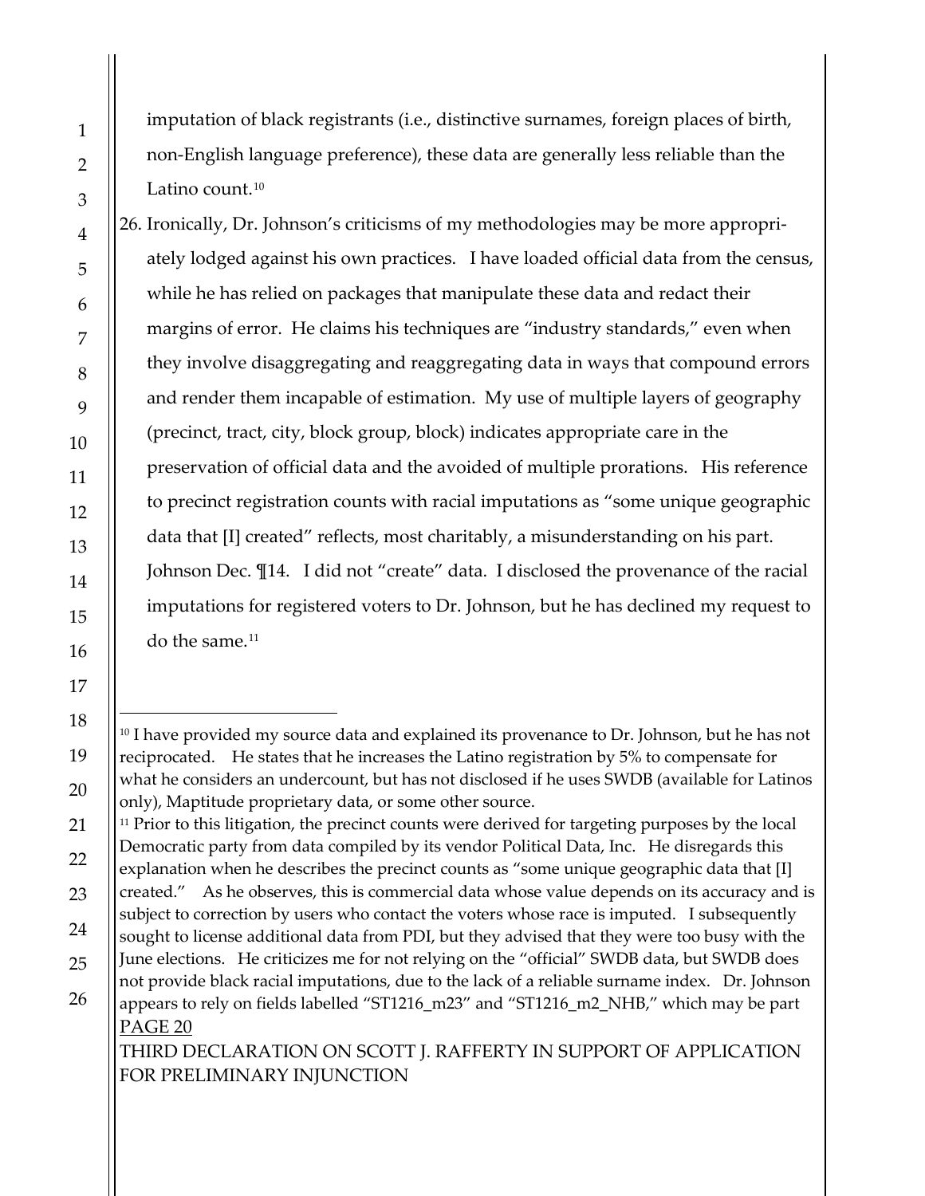imputation of black registrants (i.e., distinctive surnames, foreign places of birth, non-English language preference), these data are generally less reliable than the Latino count.[10]

26. Ironically, Dr. Johnson's criticisms of my methodologies may be more appropriately lodged against his own practices. I have loaded official data from the census, while he has relied on packages that manipulate these data and redact their margins of error. He claims his techniques are "industry standards," even when they involve disaggregating and reaggregating data in ways that compound errors and render them incapable of estimation. My use of multiple layers of geography (precinct, tract, city, block group, block) indicates appropriate care in the preservation of official data and the avoided of multiple prorations. His reference to precinct registration counts with racial imputations as "some unique geographic data that [I] created" reflects, most charitably, a misunderstanding on his part. Johnson Dec. ¶14. I did not "create" data. I disclosed the provenance of the racial imputations for registered voters to Dr. Johnson, but he has declined my request to do the same.[11]

---

[10] I have provided my source data and explained its provenance to Dr. Johnson, but he has not reciprocated. He states that he increases the Latino registration by 5% to compensate for what he considers an undercount, but has not disclosed if he uses SWDB (available for Latinos only), Maptitude proprietary data, or some other source.

[11] Prior to this litigation, the precinct counts were derived for targeting purposes by the local Democratic party from data compiled by its vendor Political Data, Inc. He disregards this explanation when he describes the precinct counts as "some unique geographic data that [I] created." As he observes, this is commercial data whose value depends on its accuracy and is subject to correction by users who contact the voters whose race is imputed. I subsequently sought to license additional data from PDI, but they advised that they were too busy with the June elections. He criticizes me for not relying on the "official" SWDB data, but SWDB does not provide black racial imputations, due to the lack of a reliable surname index. Dr. Johnson appears to rely on fields labelled "ST1216_m23" and "ST1216_m2_NHB," which may be part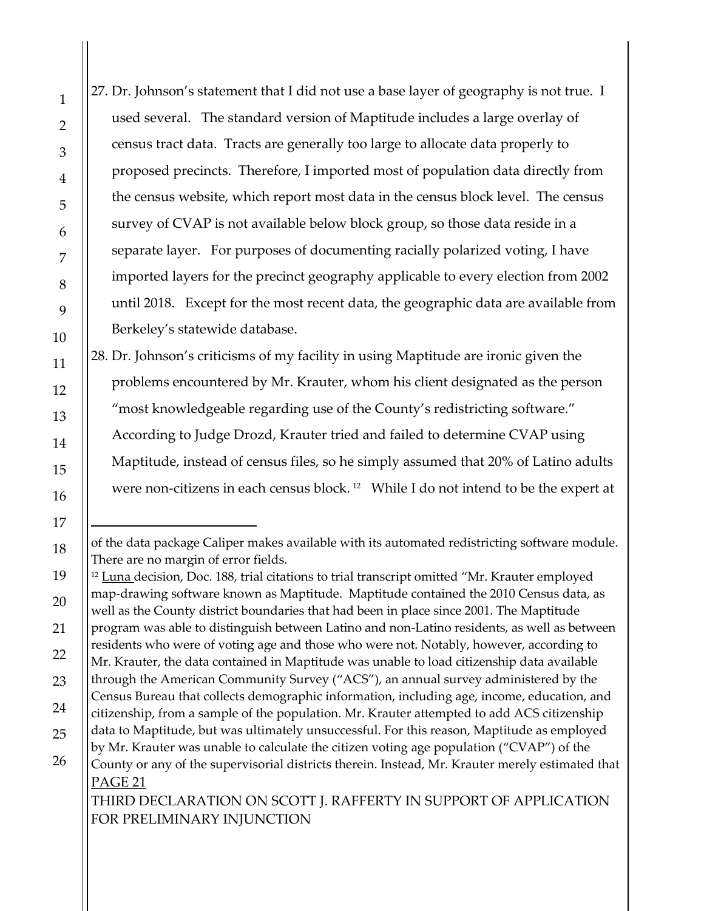27. Dr. Johnson's statement that I did not use a base layer of geography is not true. I used several. The standard version of Maptitude includes a large overlay of census tract data. Tracts are generally too large to allocate data properly to proposed precincts. Therefore, I imported most of population data directly from the census website, which report most data in the census block level. The census survey of CVAP is not available below block group, so those data reside in a separate layer. For purposes of documenting racially polarized voting, I have imported layers for the precinct geography applicable to every election from 2002 until 2018. Except for the most recent data, the geographic data are available from Berkeley's statewide database.

28. Dr. Johnson's criticisms of my facility in using Maptitude are ironic given the problems encountered by Mr. Krauter, whom his client designated as the person "most knowledgeable regarding use of the County's redistricting software." According to Judge Drozd, Krauter tried and failed to determine CVAP using Maptitude, instead of census files, so he simply assumed that 20% of Latino adults were non-citizens in each census block. [12] While I do not intend to be the expert at

---

of the data package Caliper makes available with its automated redistricting software module. There are no margin of error fields.

[12] Luna decision, Doc. 188, trial citations to trial transcript omitted "Mr. Krauter employed map-drawing software known as Maptitude. Maptitude contained the 2010 Census data, as well as the County district boundaries that had been in place since 2001. The Maptitude program was able to distinguish between Latino and non-Latino residents, as well as between residents who were of voting age and those who were not. Notably, however, according to Mr. Krauter, the data contained in Maptitude was unable to load citizenship data available through the American Community Survey ("ACS"), an annual survey administered by the Census Bureau that collects demographic information, including age, income, education, and citizenship, from a sample of the population. Mr. Krauter attempted to add ACS citizenship data to Maptitude, but was ultimately unsuccessful. For this reason, Maptitude as employed by Mr. Krauter was unable to calculate the citizen voting age population ("CVAP") of the County or any of the supervisorial districts therein. Instead, Mr. Krauter merely estimated that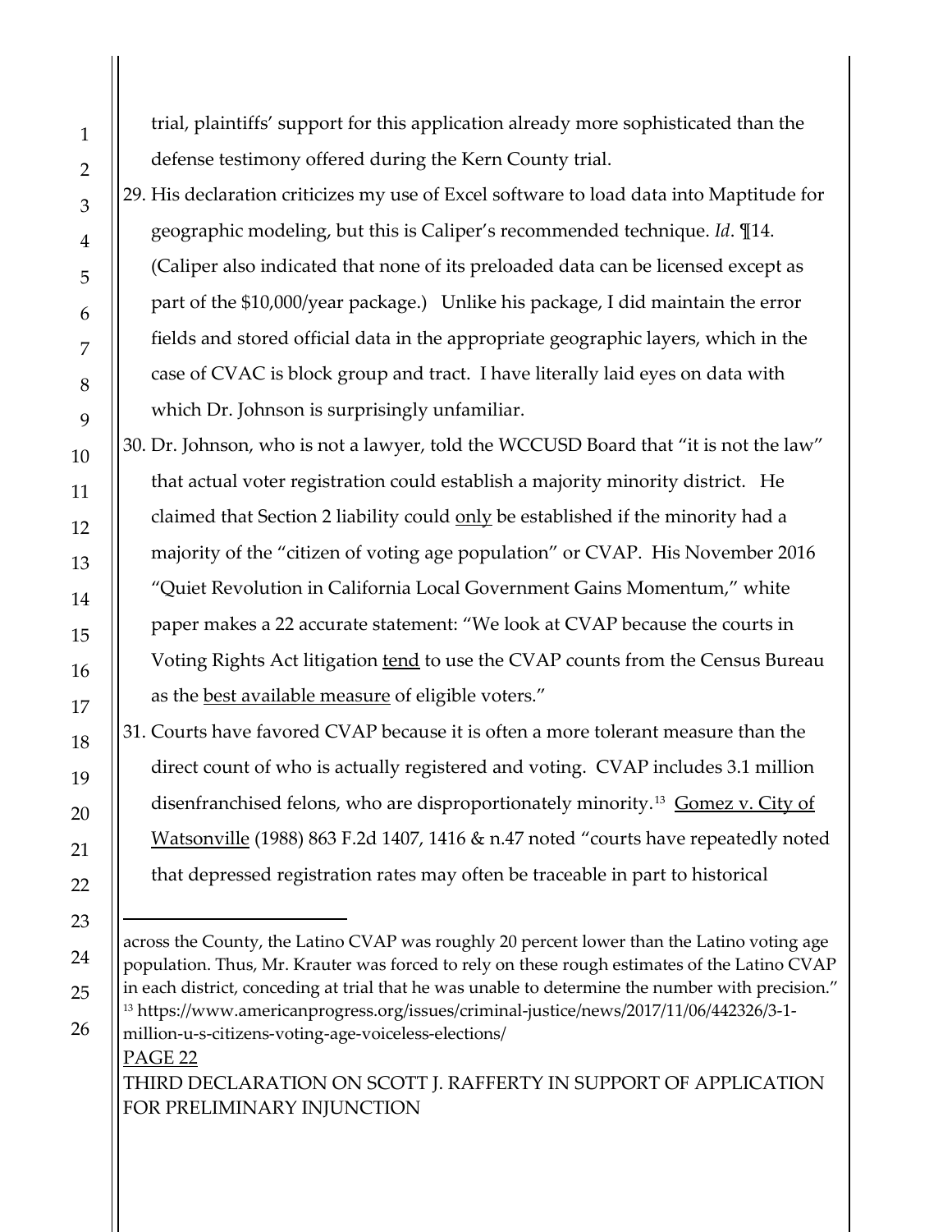trial, plaintiffs' support for this application already more sophisticated than the defense testimony offered during the Kern County trial.

29. His declaration criticizes my use of Excel software to load data into Maptitude for geographic modeling, but this is Caliper's recommended technique. *Id*. ¶14. (Caliper also indicated that none of its preloaded data can be licensed except as part of the $10,000/year package.) Unlike his package, I did maintain the error fields and stored official data in the appropriate geographic layers, which in the case of CVAC is block group and tract. I have literally laid eyes on data with which Dr. Johnson is surprisingly unfamiliar.

30. Dr. Johnson, who is not a lawyer, told the WCCUSD Board that "it is not the law" that actual voter registration could establish a majority minority district. He claimed that Section 2 liability could <u>only</u> be established if the minority had a majority of the "citizen of voting age population" or CVAP. His November 2016 "Quiet Revolution in California Local Government Gains Momentum," white paper makes a 22 accurate statement: "We look at CVAP because the courts in Voting Rights Act litigation <u>tend</u> to use the CVAP counts from the Census Bureau as the <u>best available measure</u> of eligible voters."

31. Courts have favored CVAP because it is often a more tolerant measure than the direct count of who is actually registered and voting. CVAP includes 3.1 million disenfranchised felons, who are disproportionately minority.[13] <u>Gomez v. City of Watsonville</u> (1988) 863 F.2d 1407, 1416 & n.47 noted "courts have repeatedly noted that depressed registration rates may often be traceable in part to historical

---

across the County, the Latino CVAP was roughly 20 percent lower than the Latino voting age population. Thus, Mr. Krauter was forced to rely on these rough estimates of the Latino CVAP in each district, conceding at trial that he was unable to determine the number with precision."

[13] https://www.americanprogress.org/issues/criminal-justice/news/2017/11/06/442326/3-1-million-u-s-citizens-voting-age-voiceless-elections/

THIRD DECLARATION ON SCOTT J. RAFFERTY IN SUPPORT OF APPLICATION FOR PRELIMINARY INJUNCTION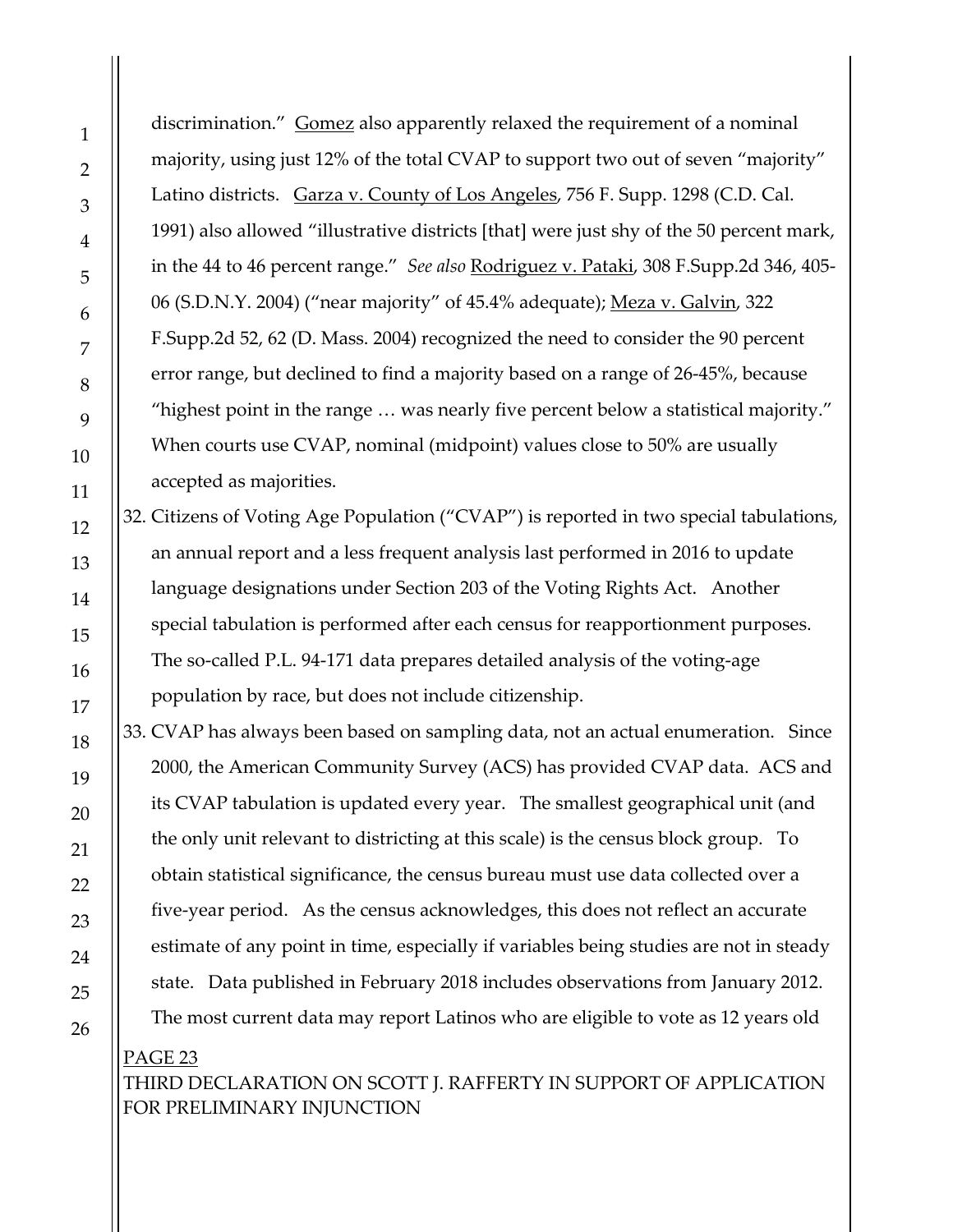discrimination." Gomez also apparently relaxed the requirement of a nominal majority, using just 12% of the total CVAP to support two out of seven "majority" Latino districts. Garza v. County of Los Angeles, 756 F. Supp. 1298 (C.D. Cal. 1991) also allowed "illustrative districts [that] were just shy of the 50 percent mark, in the 44 to 46 percent range." *See also* Rodriguez v. Pataki, 308 F.Supp.2d 346, 405-06 (S.D.N.Y. 2004) ("near majority" of 45.4% adequate); Meza v. Galvin, 322 F.Supp.2d 52, 62 (D. Mass. 2004) recognized the need to consider the 90 percent error range, but declined to find a majority based on a range of 26-45%, because "highest point in the range … was nearly five percent below a statistical majority." When courts use CVAP, nominal (midpoint) values close to 50% are usually accepted as majorities.

32. Citizens of Voting Age Population ("CVAP") is reported in two special tabulations, an annual report and a less frequent analysis last performed in 2016 to update language designations under Section 203 of the Voting Rights Act. Another special tabulation is performed after each census for reapportionment purposes. The so-called P.L. 94-171 data prepares detailed analysis of the voting-age population by race, but does not include citizenship.

33. CVAP has always been based on sampling data, not an actual enumeration. Since 2000, the American Community Survey (ACS) has provided CVAP data. ACS and its CVAP tabulation is updated every year. The smallest geographical unit (and the only unit relevant to districting at this scale) is the census block group. To obtain statistical significance, the census bureau must use data collected over a five-year period. As the census acknowledges, this does not reflect an accurate estimate of any point in time, especially if variables being studies are not in steady state. Data published in February 2018 includes observations from January 2012. The most current data may report Latinos who are eligible to vote as 12 years old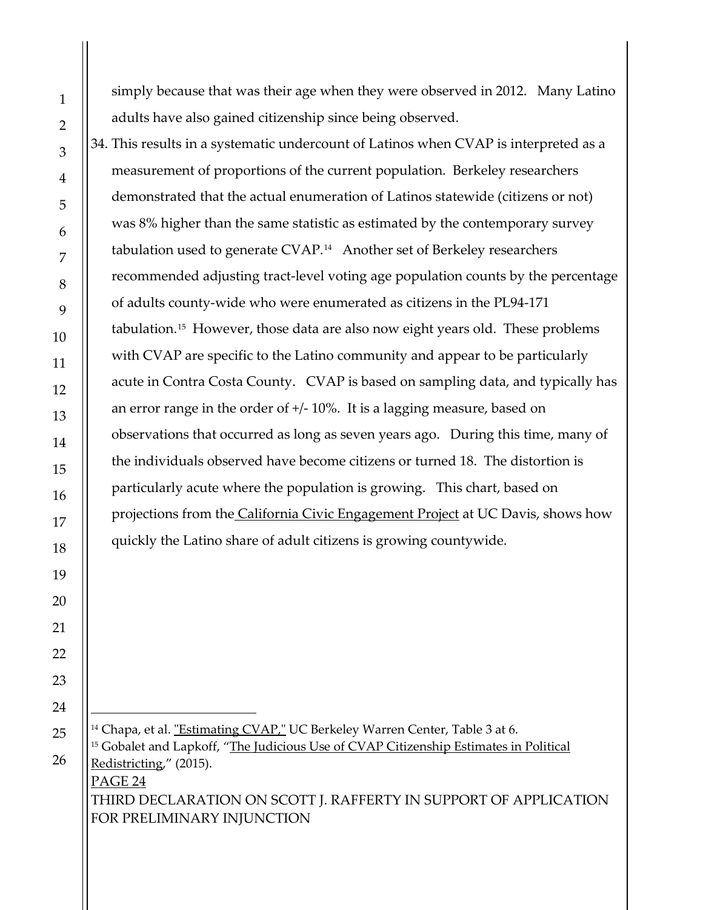simply because that was their age when they were observed in 2012. Many Latino adults have also gained citizenship since being observed.

34. This results in a systematic undercount of Latinos when CVAP is interpreted as a measurement of proportions of the current population. Berkeley researchers demonstrated that the actual enumeration of Latinos statewide (citizens or not) was 8% higher than the same statistic as estimated by the contemporary survey tabulation used to generate CVAP.[14] Another set of Berkeley researchers recommended adjusting tract-level voting age population counts by the percentage of adults county-wide who were enumerated as citizens in the PL94-171 tabulation.[15] However, those data are also now eight years old. These problems with CVAP are specific to the Latino community and appear to be particularly acute in Contra Costa County. CVAP is based on sampling data, and typically has an error range in the order of +/- 10%. It is a lagging measure, based on observations that occurred as long as seven years ago. During this time, many of the individuals observed have become citizens or turned 18. The distortion is particularly acute where the population is growing. This chart, based on projections from the California Civic Engagement Project at UC Davis, shows how quickly the Latino share of adult citizens is growing countywide.

---

[14] Chapa, et al. "Estimating CVAP," UC Berkeley Warren Center, Table 3 at 6.

[15] Gobalet and Lapkoff, "The Judicious Use of CVAP Citizenship Estimates in Political Redistricting," (2015).

PAGE 24

THIRD DECLARATION ON SCOTT J. RAFFERTY IN SUPPORT OF APPLICATION FOR PRELIMINARY INJUNCTION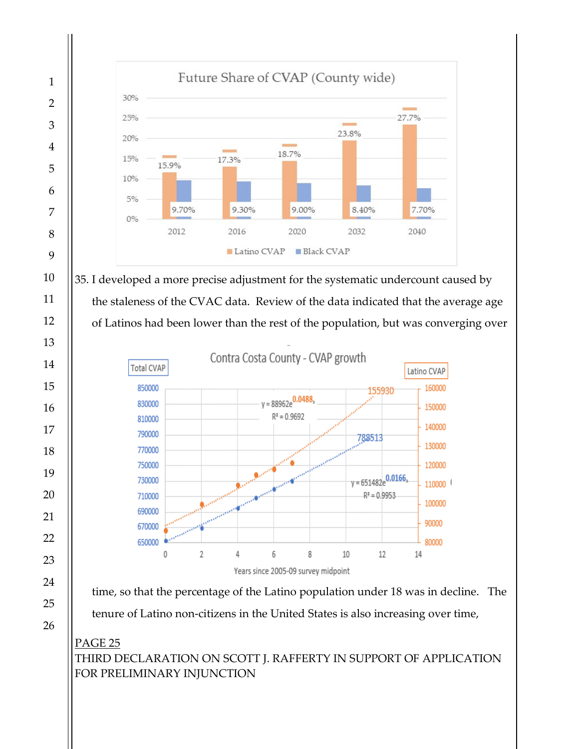Future Share of CVAP (County wide)

| | 2012 | 2016 | 2020 | 2032 | 2040 |
|---|---|---|---|---|---|
| Latino CVAP | 15.9% | 17.3% | 18.7% | 23.8% | 27.7% |
| Black CVAP | 9.70% | 9.30% | 9.00% | 8.40% | 7.70% |

35. I developed a more precise adjustment for the systematic undercount caused by the staleness of the CVAC data. Review of the data indicated that the average age of Latinos had been lower than the rest of the population, but was converging over

Contra Costa County - CVAP growth

Total CVAP: $y = 651482e^{0.0166x}$, $R^2 = 0.9953$ (788513)

Latino CVAP: $y = 88962e^{0.0488x}$, $R^2 = 0.9692$ (155930)

Years since 2005-09 survey midpoint

time, so that the percentage of the Latino population under 18 was in decline. The tenure of Latino non-citizens in the United States is also increasing over time,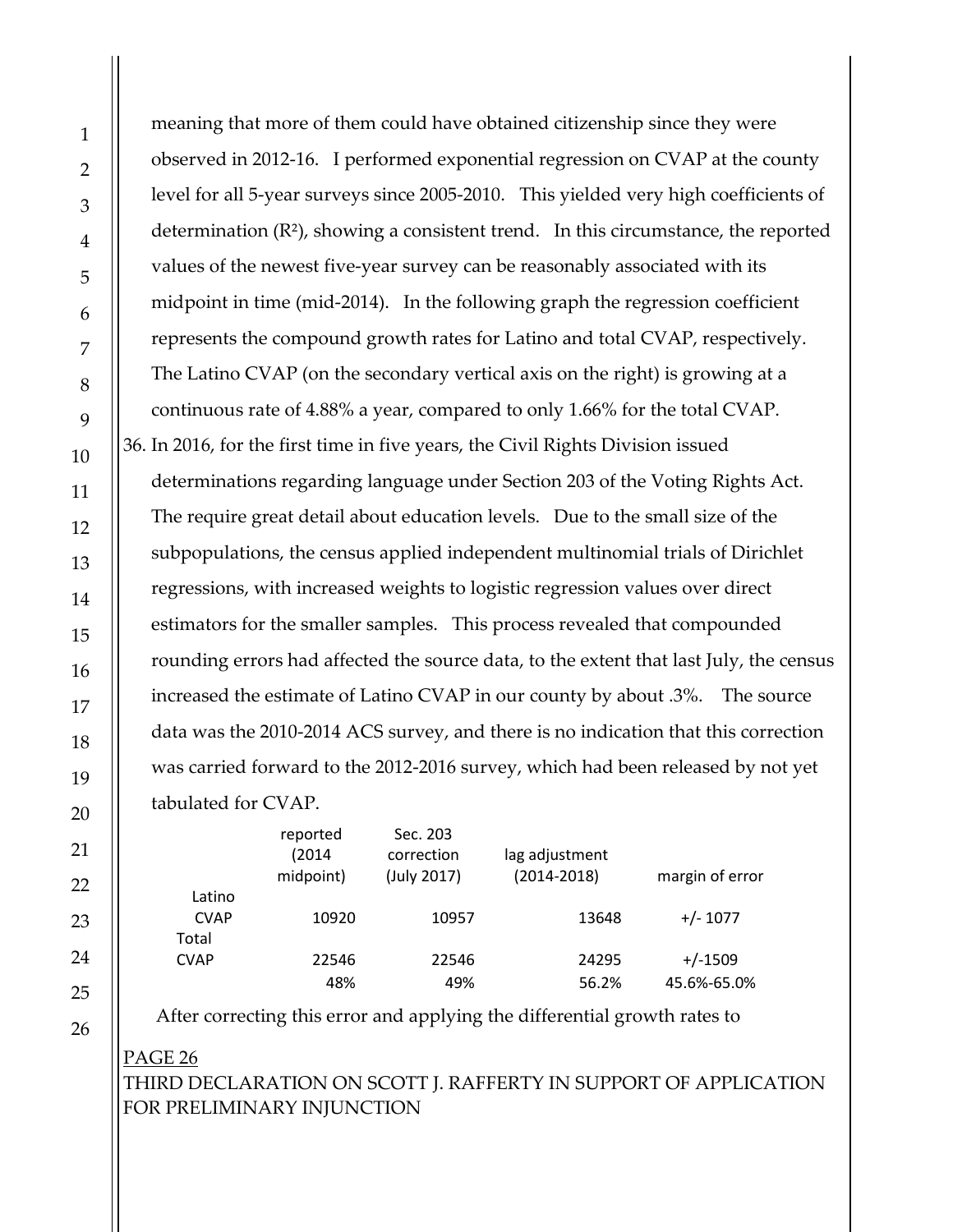meaning that more of them could have obtained citizenship since they were observed in 2012-16. I performed exponential regression on CVAP at the county level for all 5-year surveys since 2005-2010. This yielded very high coefficients of determination ($R^2$), showing a consistent trend. In this circumstance, the reported values of the newest five-year survey can be reasonably associated with its midpoint in time (mid-2014). In the following graph the regression coefficient represents the compound growth rates for Latino and total CVAP, respectively. The Latino CVAP (on the secondary vertical axis on the right) is growing at a continuous rate of 4.88% a year, compared to only 1.66% for the total CVAP.

36. In 2016, for the first time in five years, the Civil Rights Division issued determinations regarding language under Section 203 of the Voting Rights Act. The require great detail about education levels. Due to the small size of the subpopulations, the census applied independent multinomial trials of Dirichlet regressions, with increased weights to logistic regression values over direct estimators for the smaller samples. This process revealed that compounded rounding errors had affected the source data, to the extent that last July, the census increased the estimate of Latino CVAP in our county by about .3%. The source data was the 2010-2014 ACS survey, and there is no indication that this correction was carried forward to the 2012-2016 survey, which had been released by not yet tabulated for CVAP.

| | reported (2014 midpoint) | Sec. 203 correction (July 2017) | lag adjustment (2014-2018) | margin of error |
|---|---|---|---|---|
| Latino CVAP | 10920 | 10957 | 13648 | +/- 1077 |
| Total CVAP | 22546 | 22546 | 24295 | +/-1509 |
| | 48% | 49% | 56.2% | 45.6%-65.0% |

After correcting this error and applying the differential growth rates to

PAGE 26
THIRD DECLARATION ON SCOTT J. RAFFERTY IN SUPPORT OF APPLICATION FOR PRELIMINARY INJUNCTION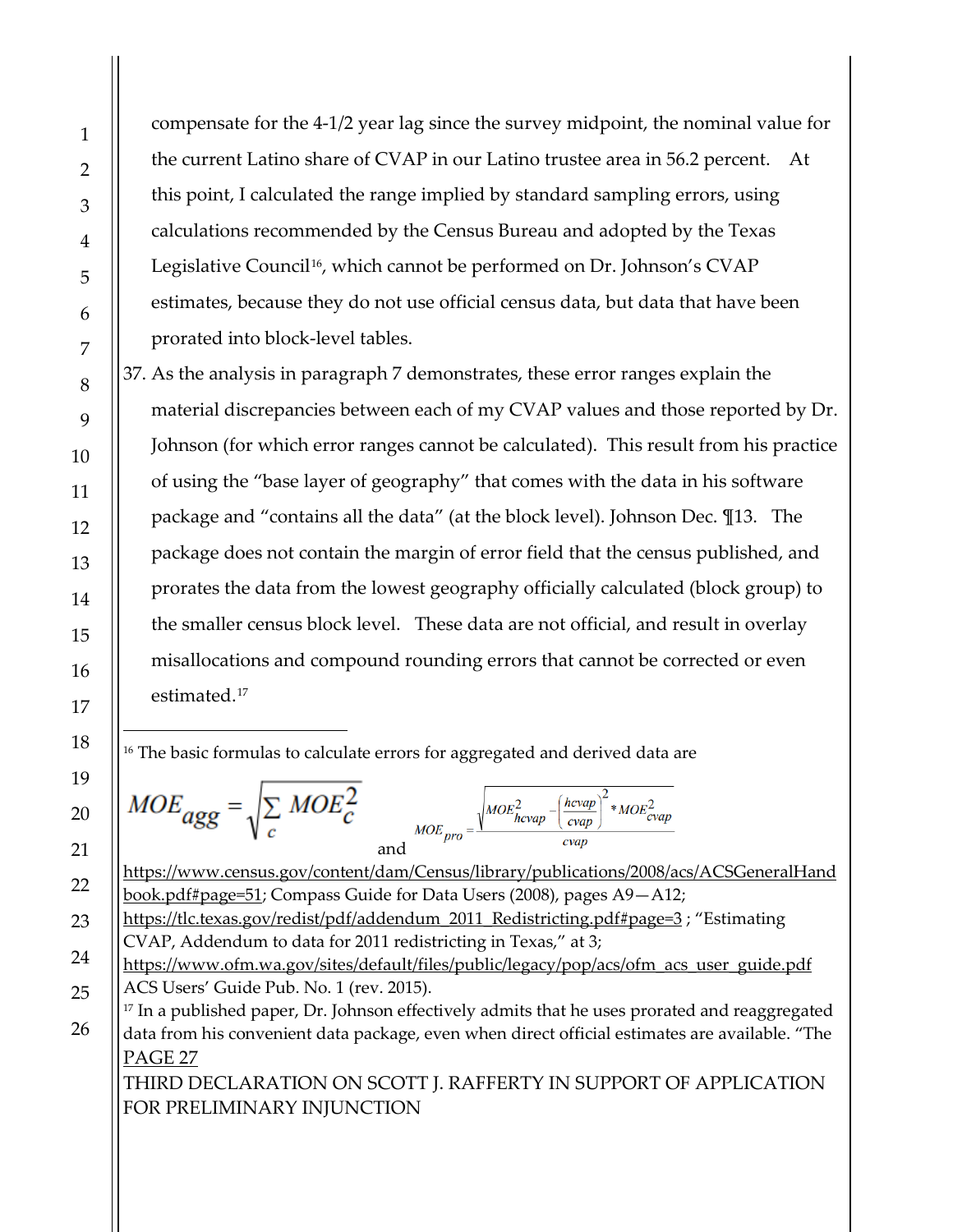compensate for the 4-1/2 year lag since the survey midpoint, the nominal value for the current Latino share of CVAP in our Latino trustee area in 56.2 percent. At this point, I calculated the range implied by standard sampling errors, using calculations recommended by the Census Bureau and adopted by the Texas Legislative Council[16], which cannot be performed on Dr. Johnson's CVAP estimates, because they do not use official census data, but data that have been prorated into block-level tables.

37. As the analysis in paragraph 7 demonstrates, these error ranges explain the material discrepancies between each of my CVAP values and those reported by Dr. Johnson (for which error ranges cannot be calculated). This result from his practice of using the "base layer of geography" that comes with the data in his software package and "contains all the data" (at the block level). Johnson Dec. ¶13. The package does not contain the margin of error field that the census published, and prorates the data from the lowest geography officially calculated (block group) to the smaller census block level. These data are not official, and result in overlay misallocations and compound rounding errors that cannot be corrected or even estimated.[17]

---

[16] The basic formulas to calculate errors for aggregated and derived data are

$$MOE_{agg} = \sqrt{\sum_c MOE_c^2}$$

and

$$MOE_{pro} = \frac{\sqrt{MOE_{hcvap}^2 - \left(\frac{hcvap}{cvap}\right)^2 * MOE_{cvap}^2}}{cvap}$$

https://www.census.gov/content/dam/Census/library/publications/2008/acs/ACSGeneralHandbook.pdf#page=51; Compass Guide for Data Users (2008), pages A9—A12; https://tlc.texas.gov/redist/pdf/addendum_2011_Redistricting.pdf#page=3 ; "Estimating CVAP, Addendum to data for 2011 redistricting in Texas," at 3; https://www.ofm.wa.gov/sites/default/files/public/legacy/pop/acs/ofm_acs_user_guide.pdf ACS Users' Guide Pub. No. 1 (rev. 2015).

[17] In a published paper, Dr. Johnson effectively admits that he uses prorated and reaggregated data from his convenient data package, even when direct official estimates are available. "The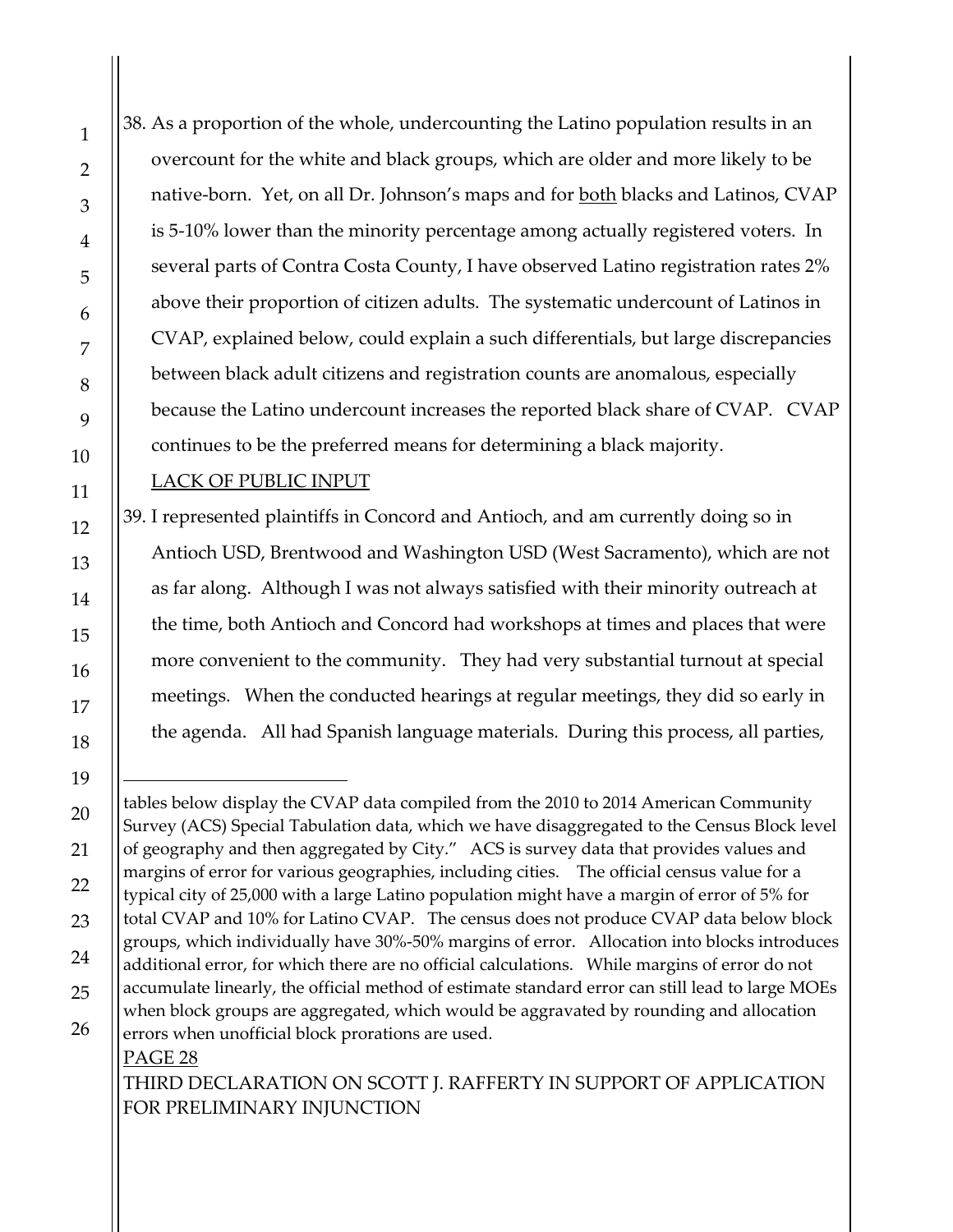38. As a proportion of the whole, undercounting the Latino population results in an overcount for the white and black groups, which are older and more likely to be native-born. Yet, on all Dr. Johnson's maps and for both blacks and Latinos, CVAP is 5-10% lower than the minority percentage among actually registered voters. In several parts of Contra Costa County, I have observed Latino registration rates 2% above their proportion of citizen adults. The systematic undercount of Latinos in CVAP, explained below, could explain a such differentials, but large discrepancies between black adult citizens and registration counts are anomalous, especially because the Latino undercount increases the reported black share of CVAP. CVAP continues to be the preferred means for determining a black majority.

LACK OF PUBLIC INPUT

39. I represented plaintiffs in Concord and Antioch, and am currently doing so in Antioch USD, Brentwood and Washington USD (West Sacramento), which are not as far along. Although I was not always satisfied with their minority outreach at the time, both Antioch and Concord had workshops at times and places that were more convenient to the community. They had very substantial turnout at special meetings. When the conducted hearings at regular meetings, they did so early in the agenda. All had Spanish language materials. During this process, all parties,

---

tables below display the CVAP data compiled from the 2010 to 2014 American Community Survey (ACS) Special Tabulation data, which we have disaggregated to the Census Block level of geography and then aggregated by City." ACS is survey data that provides values and margins of error for various geographies, including cities. The official census value for a typical city of 25,000 with a large Latino population might have a margin of error of 5% for total CVAP and 10% for Latino CVAP. The census does not produce CVAP data below block groups, which individually have 30%-50% margins of error. Allocation into blocks introduces additional error, for which there are no official calculations. While margins of error do not accumulate linearly, the official method of estimate standard error can still lead to large MOEs when block groups are aggregated, which would be aggravated by rounding and allocation errors when unofficial block prorations are used.

THIRD DECLARATION ON SCOTT J. RAFFERTY IN SUPPORT OF APPLICATION FOR PRELIMINARY INJUNCTION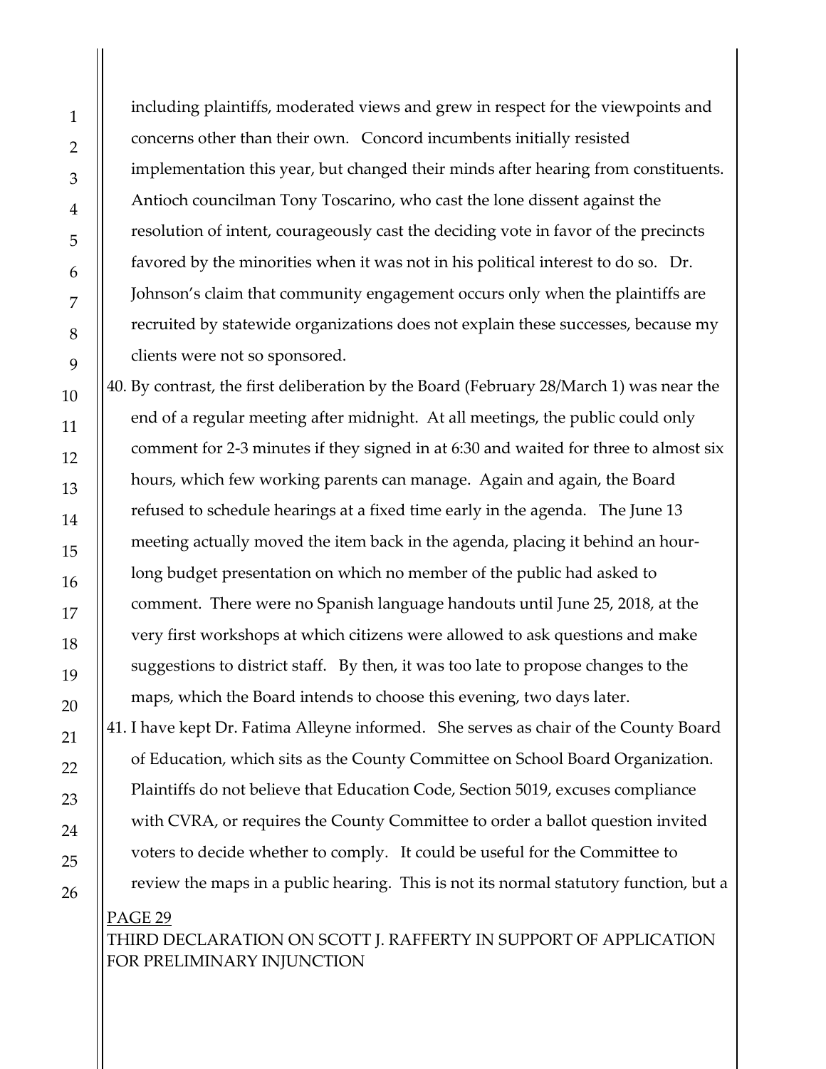including plaintiffs, moderated views and grew in respect for the viewpoints and concerns other than their own. Concord incumbents initially resisted implementation this year, but changed their minds after hearing from constituents. Antioch councilman Tony Toscarino, who cast the lone dissent against the resolution of intent, courageously cast the deciding vote in favor of the precincts favored by the minorities when it was not in his political interest to do so. Dr. Johnson's claim that community engagement occurs only when the plaintiffs are recruited by statewide organizations does not explain these successes, because my clients were not so sponsored.

40. By contrast, the first deliberation by the Board (February 28/March 1) was near the end of a regular meeting after midnight. At all meetings, the public could only comment for 2-3 minutes if they signed in at 6:30 and waited for three to almost six hours, which few working parents can manage. Again and again, the Board refused to schedule hearings at a fixed time early in the agenda. The June 13 meeting actually moved the item back in the agenda, placing it behind an hour-long budget presentation on which no member of the public had asked to comment. There were no Spanish language handouts until June 25, 2018, at the very first workshops at which citizens were allowed to ask questions and make suggestions to district staff. By then, it was too late to propose changes to the maps, which the Board intends to choose this evening, two days later.

41. I have kept Dr. Fatima Alleyne informed. She serves as chair of the County Board of Education, which sits as the County Committee on School Board Organization. Plaintiffs do not believe that Education Code, Section 5019, excuses compliance with CVRA, or requires the County Committee to order a ballot question invited voters to decide whether to comply. It could be useful for the Committee to review the maps in a public hearing. This is not its normal statutory function, but a

THIRD DECLARATION ON SCOTT J. RAFFERTY IN SUPPORT OF APPLICATION FOR PRELIMINARY INJUNCTION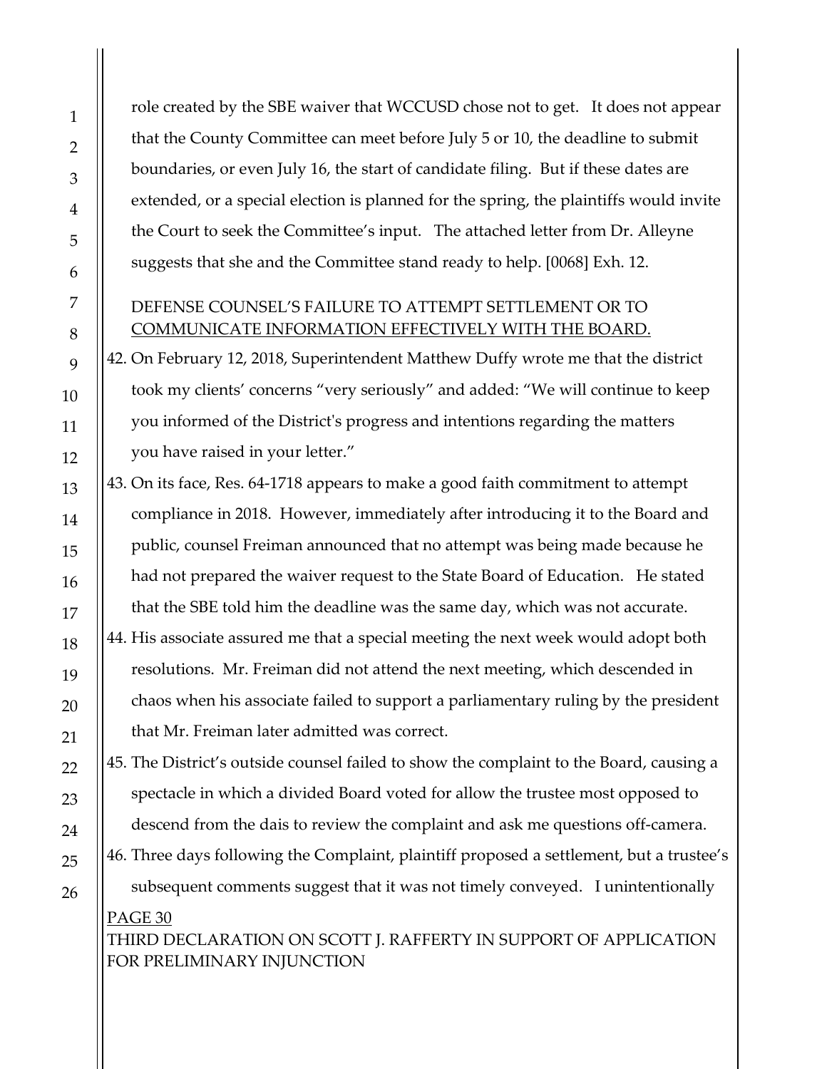role created by the SBE waiver that WCCUSD chose not to get. It does not appear that the County Committee can meet before July 5 or 10, the deadline to submit boundaries, or even July 16, the start of candidate filing. But if these dates are extended, or a special election is planned for the spring, the plaintiffs would invite the Court to seek the Committee's input. The attached letter from Dr. Alleyne suggests that she and the Committee stand ready to help. [0068] Exh. 12.

DEFENSE COUNSEL'S FAILURE TO ATTEMPT SETTLEMENT OR TO COMMUNICATE INFORMATION EFFECTIVELY WITH THE BOARD.

42. On February 12, 2018, Superintendent Matthew Duffy wrote me that the district took my clients' concerns "very seriously" and added: "We will continue to keep you informed of the District's progress and intentions regarding the matters you have raised in your letter."

43. On its face, Res. 64-1718 appears to make a good faith commitment to attempt compliance in 2018. However, immediately after introducing it to the Board and public, counsel Freiman announced that no attempt was being made because he had not prepared the waiver request to the State Board of Education. He stated that the SBE told him the deadline was the same day, which was not accurate.

44. His associate assured me that a special meeting the next week would adopt both resolutions. Mr. Freiman did not attend the next meeting, which descended in chaos when his associate failed to support a parliamentary ruling by the president that Mr. Freiman later admitted was correct.

45. The District's outside counsel failed to show the complaint to the Board, causing a spectacle in which a divided Board voted for allow the trustee most opposed to descend from the dais to review the complaint and ask me questions off-camera.

46. Three days following the Complaint, plaintiff proposed a settlement, but a trustee's subsequent comments suggest that it was not timely conveyed. I unintentionally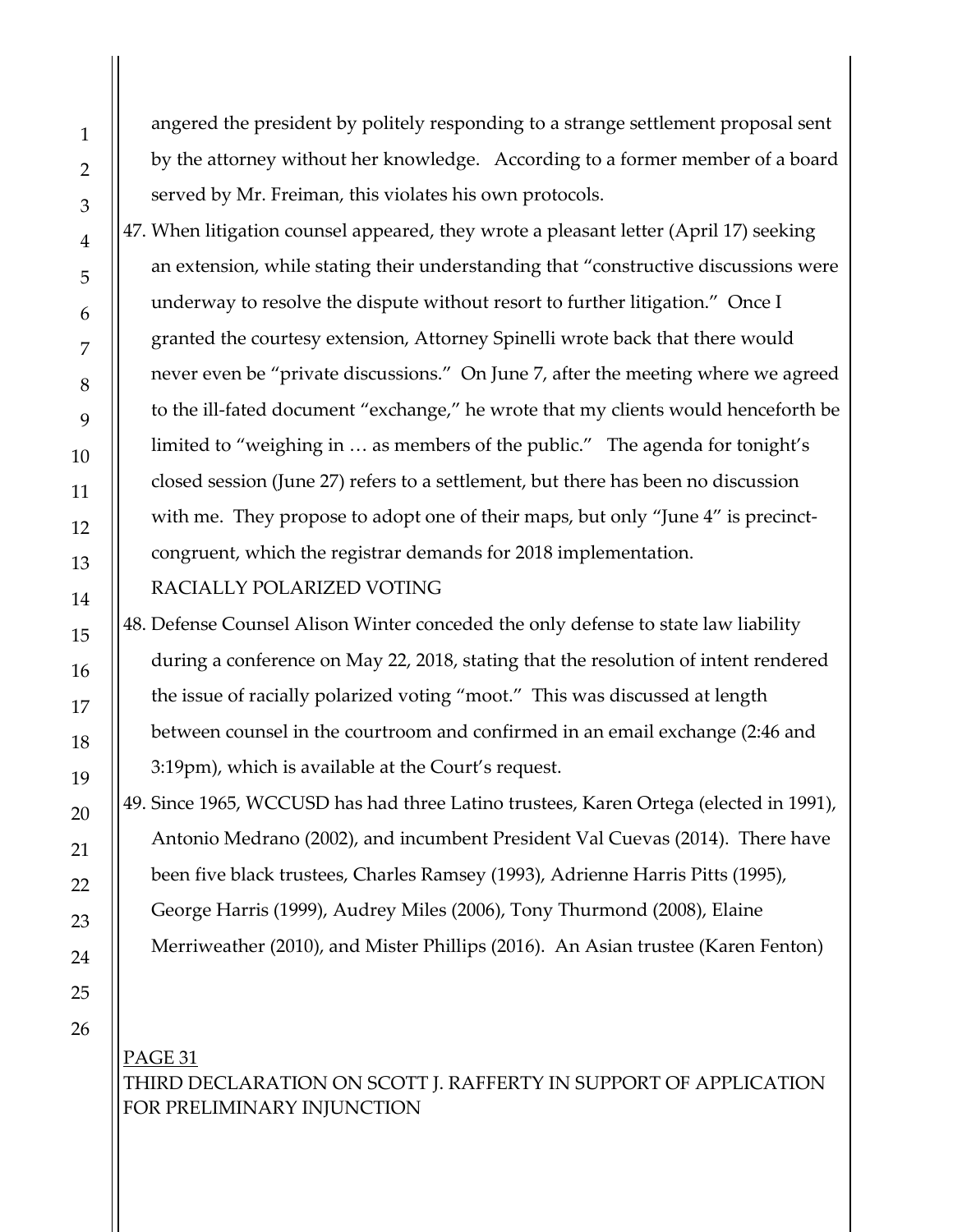angered the president by politely responding to a strange settlement proposal sent by the attorney without her knowledge. According to a former member of a board served by Mr. Freiman, this violates his own protocols.

47. When litigation counsel appeared, they wrote a pleasant letter (April 17) seeking an extension, while stating their understanding that "constructive discussions were underway to resolve the dispute without resort to further litigation." Once I granted the courtesy extension, Attorney Spinelli wrote back that there would never even be "private discussions." On June 7, after the meeting where we agreed to the ill-fated document "exchange," he wrote that my clients would henceforth be limited to "weighing in … as members of the public." The agenda for tonight's closed session (June 27) refers to a settlement, but there has been no discussion with me. They propose to adopt one of their maps, but only "June 4" is precinct-congruent, which the registrar demands for 2018 implementation.

RACIALLY POLARIZED VOTING

48. Defense Counsel Alison Winter conceded the only defense to state law liability during a conference on May 22, 2018, stating that the resolution of intent rendered the issue of racially polarized voting "moot." This was discussed at length between counsel in the courtroom and confirmed in an email exchange (2:46 and 3:19pm), which is available at the Court's request.

49. Since 1965, WCCUSD has had three Latino trustees, Karen Ortega (elected in 1991), Antonio Medrano (2002), and incumbent President Val Cuevas (2014). There have been five black trustees, Charles Ramsey (1993), Adrienne Harris Pitts (1995), George Harris (1999), Audrey Miles (2006), Tony Thurmond (2008), Elaine Merriweather (2010), and Mister Phillips (2016). An Asian trustee (Karen Fenton)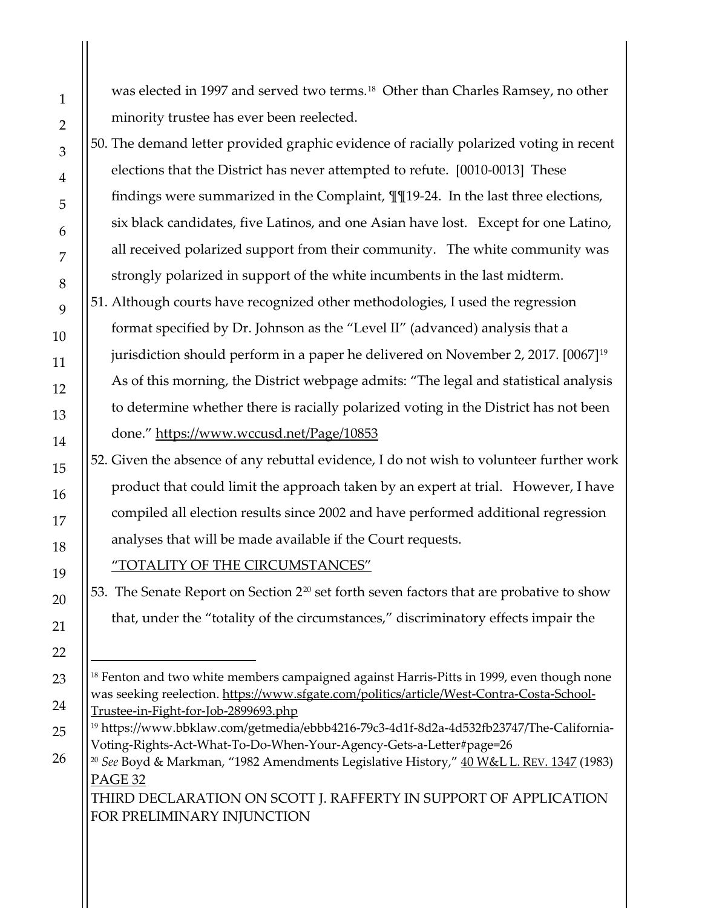was elected in 1997 and served two terms.[18] Other than Charles Ramsey, no other minority trustee has ever been reelected.

50. The demand letter provided graphic evidence of racially polarized voting in recent elections that the District has never attempted to refute. [0010-0013] These findings were summarized in the Complaint, ¶¶19-24. In the last three elections, six black candidates, five Latinos, and one Asian have lost. Except for one Latino, all received polarized support from their community. The white community was strongly polarized in support of the white incumbents in the last midterm.

51. Although courts have recognized other methodologies, I used the regression format specified by Dr. Johnson as the "Level II" (advanced) analysis that a jurisdiction should perform in a paper he delivered on November 2, 2017. [0067][19] As of this morning, the District webpage admits: "The legal and statistical analysis to determine whether there is racially polarized voting in the District has not been done." https://www.wccusd.net/Page/10853

52. Given the absence of any rebuttal evidence, I do not wish to volunteer further work product that could limit the approach taken by an expert at trial. However, I have compiled all election results since 2002 and have performed additional regression analyses that will be made available if the Court requests.

"TOTALITY OF THE CIRCUMSTANCES"

53. The Senate Report on Section 2[20] set forth seven factors that are probative to show that, under the "totality of the circumstances," discriminatory effects impair the

---

[18] Fenton and two white members campaigned against Harris-Pitts in 1999, even though none was seeking reelection. https://www.sfgate.com/politics/article/West-Contra-Costa-School-Trustee-in-Fight-for-Job-2899693.php

[19] https://www.bbklaw.com/getmedia/ebbb4216-79c3-4d1f-8d2a-4d532fb23747/The-California-Voting-Rights-Act-What-To-Do-When-Your-Agency-Gets-a-Letter#page=26

[20] *See* Boyd & Markman, "1982 Amendments Legislative History," 40 W&L L. REV. 1347 (1983)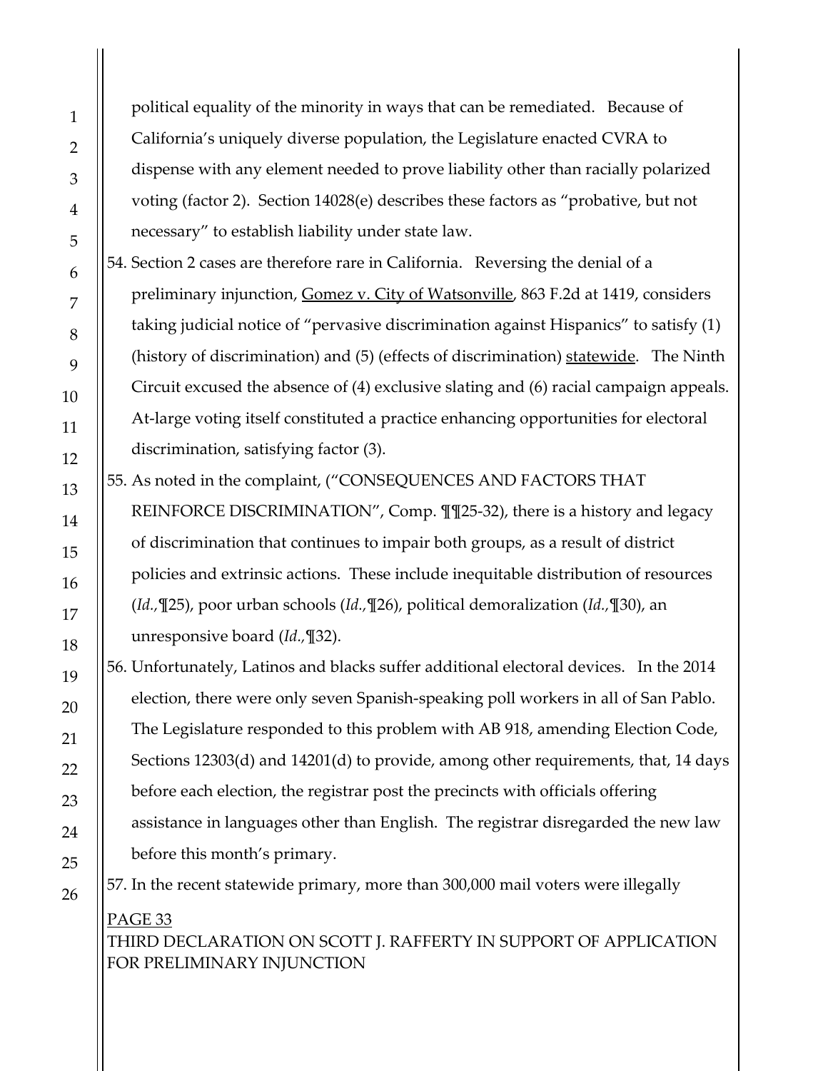political equality of the minority in ways that can be remediated. Because of California's uniquely diverse population, the Legislature enacted CVRA to dispense with any element needed to prove liability other than racially polarized voting (factor 2). Section 14028(e) describes these factors as "probative, but not necessary" to establish liability under state law.

54. Section 2 cases are therefore rare in California. Reversing the denial of a preliminary injunction, Gomez v. City of Watsonville, 863 F.2d at 1419, considers taking judicial notice of "pervasive discrimination against Hispanics" to satisfy (1) (history of discrimination) and (5) (effects of discrimination) statewide. The Ninth Circuit excused the absence of (4) exclusive slating and (6) racial campaign appeals. At-large voting itself constituted a practice enhancing opportunities for electoral discrimination, satisfying factor (3).

55. As noted in the complaint, ("CONSEQUENCES AND FACTORS THAT REINFORCE DISCRIMINATION", Comp. ¶¶25-32), there is a history and legacy of discrimination that continues to impair both groups, as a result of district policies and extrinsic actions. These include inequitable distribution of resources (*Id.*,¶25), poor urban schools (*Id.*,¶26), political demoralization (*Id.*,¶30), an unresponsive board (*Id.*,¶32).

56. Unfortunately, Latinos and blacks suffer additional electoral devices. In the 2014 election, there were only seven Spanish-speaking poll workers in all of San Pablo. The Legislature responded to this problem with AB 918, amending Election Code, Sections 12303(d) and 14201(d) to provide, among other requirements, that, 14 days before each election, the registrar post the precincts with officials offering assistance in languages other than English. The registrar disregarded the new law before this month's primary.

57. In the recent statewide primary, more than 300,000 mail voters were illegally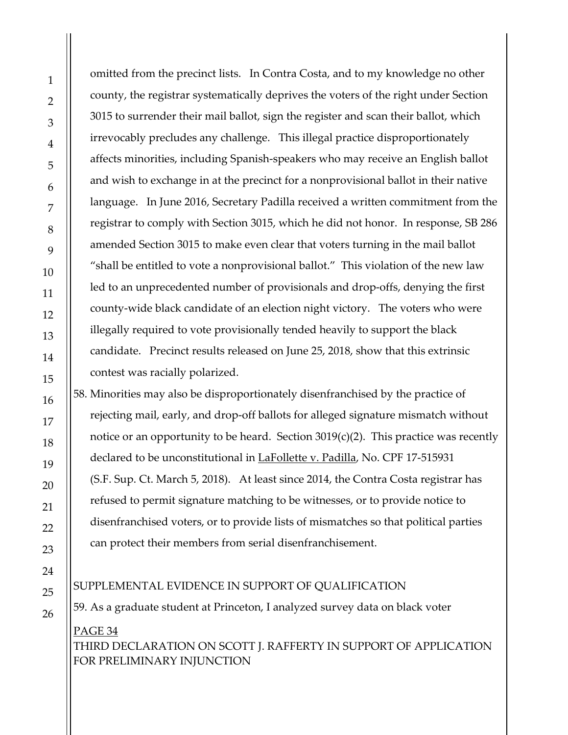omitted from the precinct lists. In Contra Costa, and to my knowledge no other county, the registrar systematically deprives the voters of the right under Section 3015 to surrender their mail ballot, sign the register and scan their ballot, which irrevocably precludes any challenge. This illegal practice disproportionately affects minorities, including Spanish-speakers who may receive an English ballot and wish to exchange in at the precinct for a nonprovisional ballot in their native language. In June 2016, Secretary Padilla received a written commitment from the registrar to comply with Section 3015, which he did not honor. In response, SB 286 amended Section 3015 to make even clear that voters turning in the mail ballot "shall be entitled to vote a nonprovisional ballot." This violation of the new law led to an unprecedented number of provisionals and drop-offs, denying the first county-wide black candidate of an election night victory. The voters who were illegally required to vote provisionally tended heavily to support the black candidate. Precinct results released on June 25, 2018, show that this extrinsic contest was racially polarized.

58. Minorities may also be disproportionately disenfranchised by the practice of rejecting mail, early, and drop-off ballots for alleged signature mismatch without notice or an opportunity to be heard. Section 3019(c)(2). This practice was recently declared to be unconstitutional in LaFollette v. Padilla, No. CPF 17-515931 (S.F. Sup. Ct. March 5, 2018). At least since 2014, the Contra Costa registrar has refused to permit signature matching to be witnesses, or to provide notice to disenfranchised voters, or to provide lists of mismatches so that political parties can protect their members from serial disenfranchisement.

SUPPLEMENTAL EVIDENCE IN SUPPORT OF QUALIFICATION

59. As a graduate student at Princeton, I analyzed survey data on black voter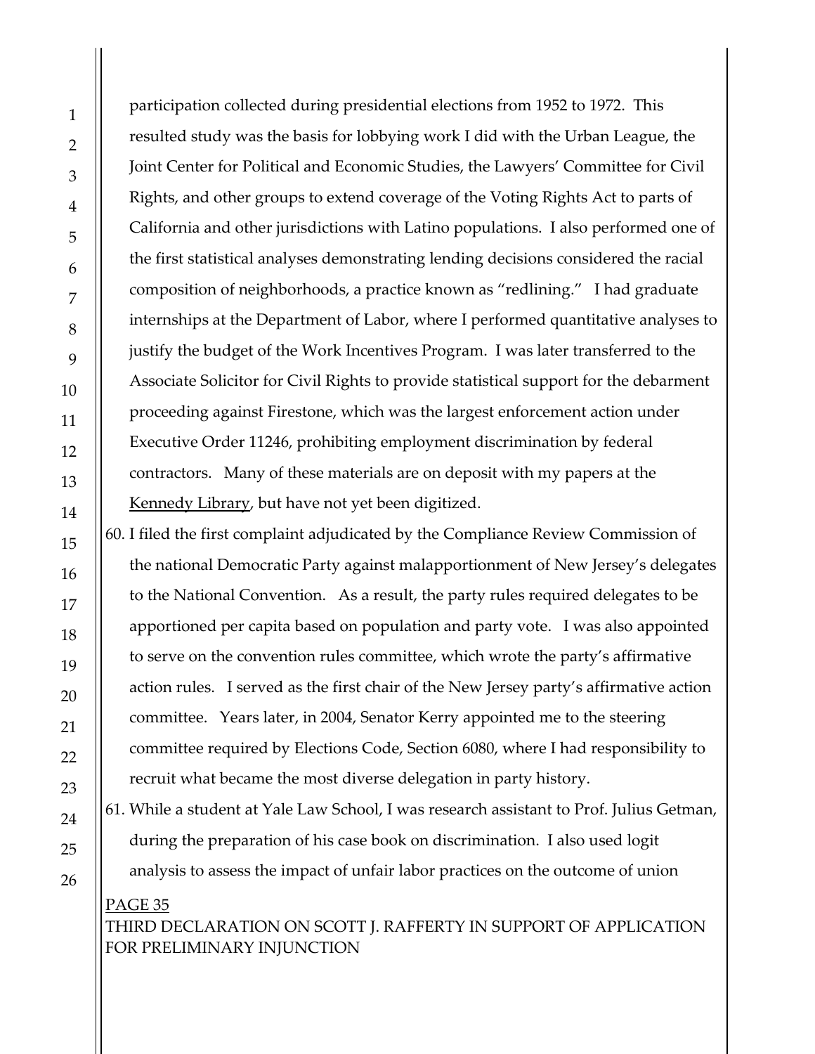participation collected during presidential elections from 1952 to 1972. This resulted study was the basis for lobbying work I did with the Urban League, the Joint Center for Political and Economic Studies, the Lawyers' Committee for Civil Rights, and other groups to extend coverage of the Voting Rights Act to parts of California and other jurisdictions with Latino populations. I also performed one of the first statistical analyses demonstrating lending decisions considered the racial composition of neighborhoods, a practice known as "redlining." I had graduate internships at the Department of Labor, where I performed quantitative analyses to justify the budget of the Work Incentives Program. I was later transferred to the Associate Solicitor for Civil Rights to provide statistical support for the debarment proceeding against Firestone, which was the largest enforcement action under Executive Order 11246, prohibiting employment discrimination by federal contractors. Many of these materials are on deposit with my papers at the Kennedy Library, but have not yet been digitized.

60. I filed the first complaint adjudicated by the Compliance Review Commission of the national Democratic Party against malapportionment of New Jersey's delegates to the National Convention. As a result, the party rules required delegates to be apportioned per capita based on population and party vote. I was also appointed to serve on the convention rules committee, which wrote the party's affirmative action rules. I served as the first chair of the New Jersey party's affirmative action committee. Years later, in 2004, Senator Kerry appointed me to the steering committee required by Elections Code, Section 6080, where I had responsibility to recruit what became the most diverse delegation in party history.

61. While a student at Yale Law School, I was research assistant to Prof. Julius Getman, during the preparation of his case book on discrimination. I also used logit analysis to assess the impact of unfair labor practices on the outcome of union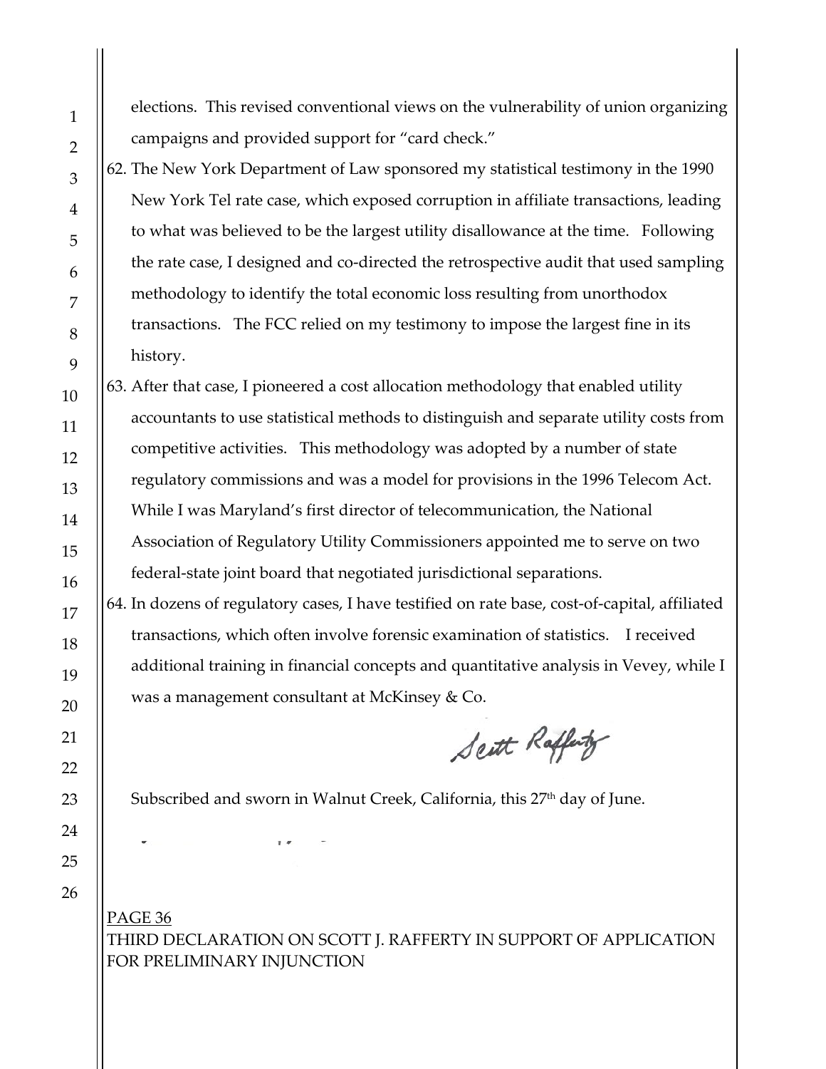elections. This revised conventional views on the vulnerability of union organizing campaigns and provided support for "card check."

62. The New York Department of Law sponsored my statistical testimony in the 1990 New York Tel rate case, which exposed corruption in affiliate transactions, leading to what was believed to be the largest utility disallowance at the time. Following the rate case, I designed and co-directed the retrospective audit that used sampling methodology to identify the total economic loss resulting from unorthodox transactions. The FCC relied on my testimony to impose the largest fine in its history.

63. After that case, I pioneered a cost allocation methodology that enabled utility accountants to use statistical methods to distinguish and separate utility costs from competitive activities. This methodology was adopted by a number of state regulatory commissions and was a model for provisions in the 1996 Telecom Act. While I was Maryland's first director of telecommunication, the National Association of Regulatory Utility Commissioners appointed me to serve on two federal-state joint board that negotiated jurisdictional separations.

64. In dozens of regulatory cases, I have testified on rate base, cost-of-capital, affiliated transactions, which often involve forensic examination of statistics. I received additional training in financial concepts and quantitative analysis in Vevey, while I was a management consultant at McKinsey & Co.

Scott Rafferty

Subscribed and sworn in Walnut Creek, California, this 27th day of June.

PAGE 36
THIRD DECLARATION ON SCOTT J. RAFFERTY IN SUPPORT OF APPLICATION FOR PRELIMINARY INJUNCTION